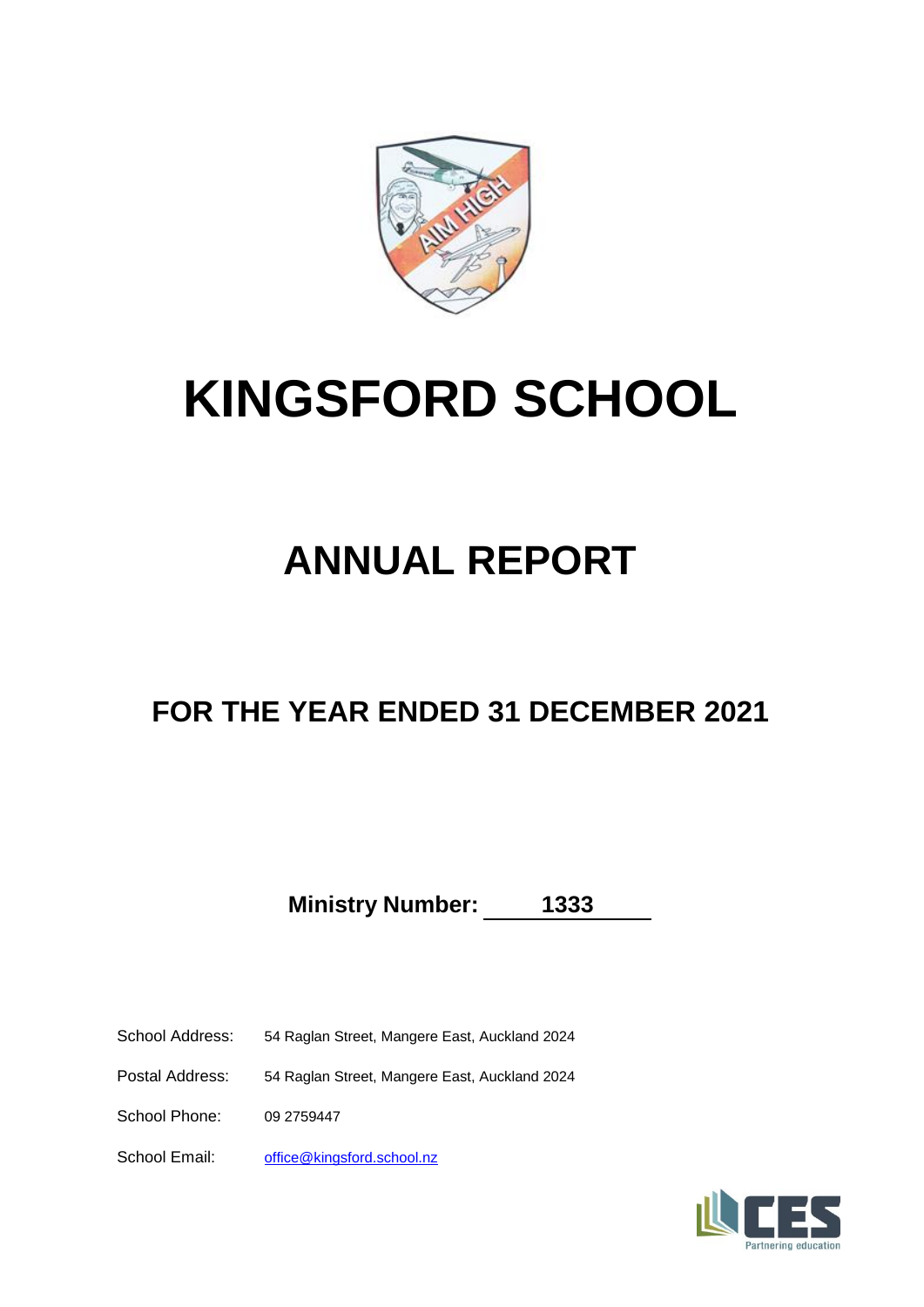# KINGSFORD SCHOOL

## ANNUAL REPORT

### FOR THE YEAR ENDED 31 DECEMBER 2021

**Ministry Number: 1333**

School Address: 54 Raglan Street, Mangere East, Auckland 2024

Postal Address: 54 Raglan Street, Mangere East, Auckland 2024

School Phone: 09 2759447

School Email: office@kingsford.school.nz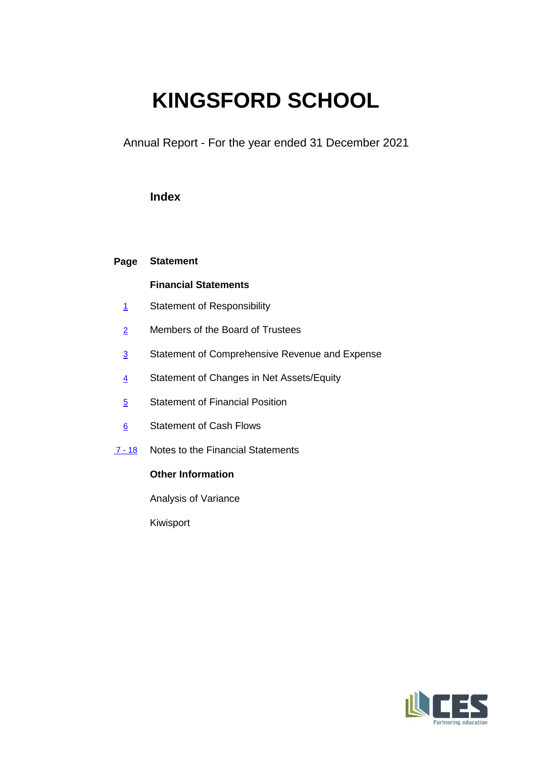# KINGSFORD SCHOOL

Annual Report - For the year ended 31 December 2021

## Index

| Page | Statement |
|---|---|
| | **Financial Statements** |
| 1 | Statement of Responsibility |
| 2 | Members of the Board of Trustees |
| 3 | Statement of Comprehensive Revenue and Expense |
| 4 | Statement of Changes in Net Assets/Equity |
| 5 | Statement of Financial Position |
| 6 | Statement of Cash Flows |
| 7 - 18 | Notes to the Financial Statements |
| | **Other Information** |
| | Analysis of Variance |
| | Kiwisport |

CES
Partnering education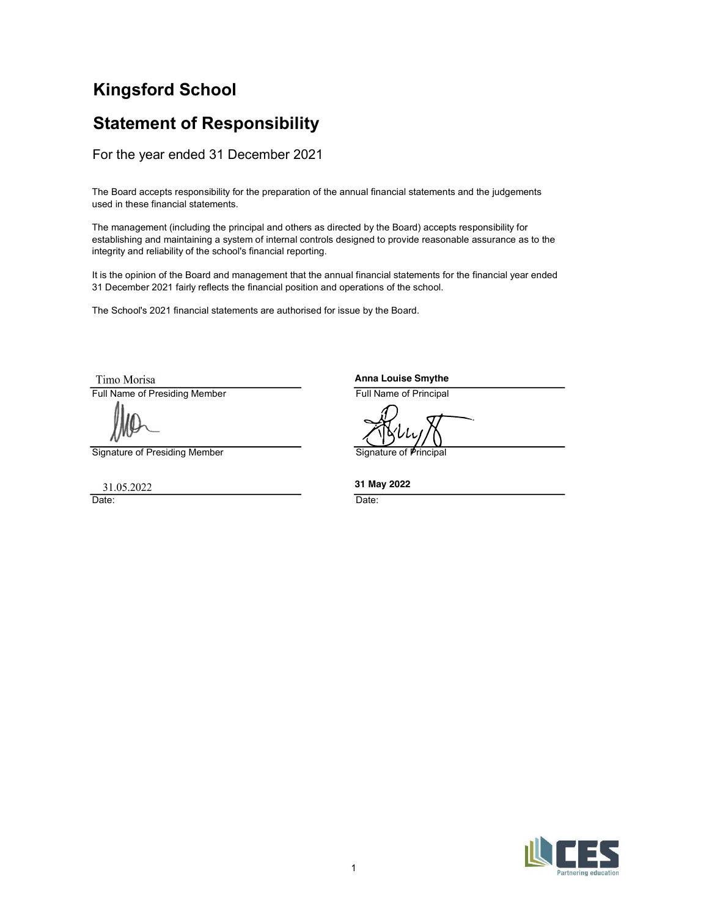# Kingsford School

## Statement of Responsibility

For the year ended 31 December 2021

The Board accepts responsibility for the preparation of the annual financial statements and the judgements used in these financial statements.

The management (including the principal and others as directed by the Board) accepts responsibility for establishing and maintaining a system of internal controls designed to provide reasonable assurance as to the integrity and reliability of the school's financial reporting.

It is the opinion of the Board and management that the annual financial statements for the financial year ended 31 December 2021 fairly reflects the financial position and operations of the school.

The School's 2021 financial statements are authorised for issue by the Board.

| | |
|---|---|
| Timo Morisa | **Anna Louise Smythe** |
| Full Name of Presiding Member | Full Name of Principal |
| | |
| Signature of Presiding Member | Signature of Principal |
| 31.05.2022 | **31 May 2022** |
| Date: | Date: |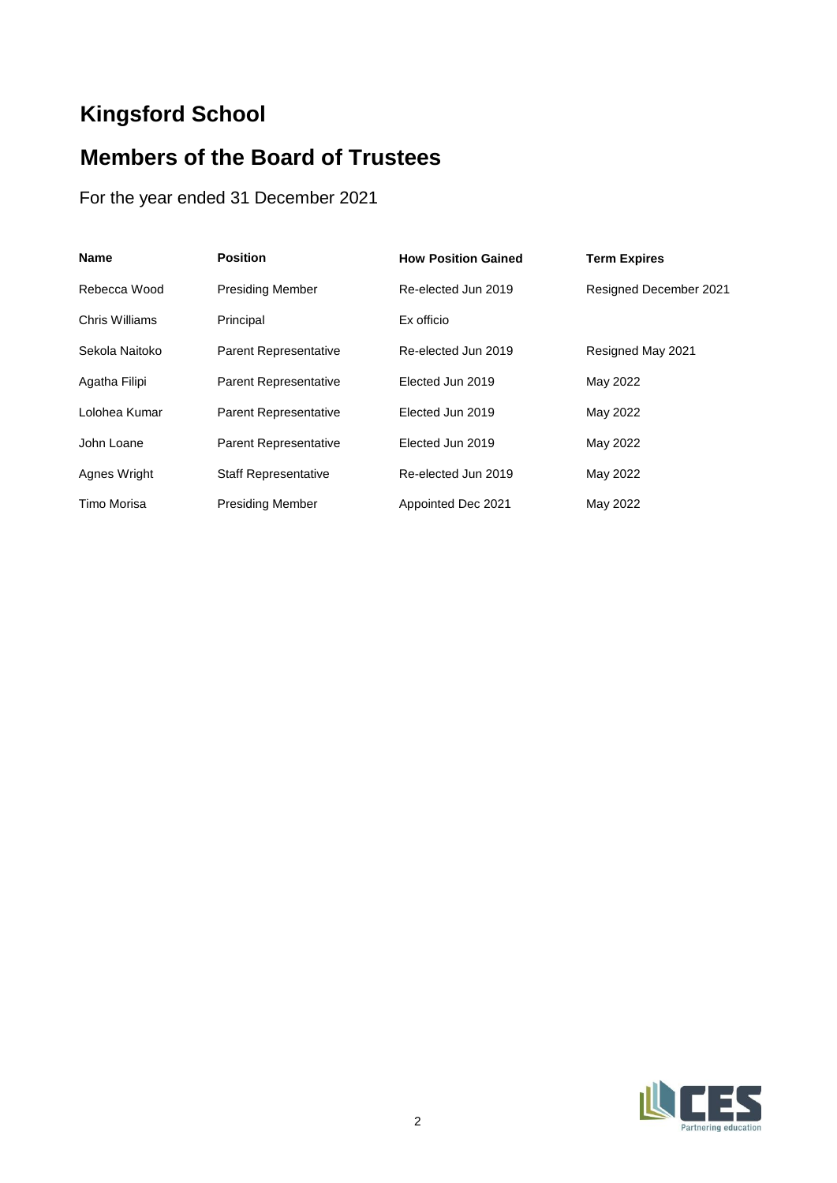# Kingsford School

## Members of the Board of Trustees

For the year ended 31 December 2021

| Name | Position | How Position Gained | Term Expires |
|---|---|---|---|
| Rebecca Wood | Presiding Member | Re-elected Jun 2019 | Resigned December 2021 |
| Chris Williams | Principal | Ex officio | |
| Sekola Naitoko | Parent Representative | Re-elected Jun 2019 | Resigned May 2021 |
| Agatha Filipi | Parent Representative | Elected Jun 2019 | May 2022 |
| Lolohea Kumar | Parent Representative | Elected Jun 2019 | May 2022 |
| John Loane | Parent Representative | Elected Jun 2019 | May 2022 |
| Agnes Wright | Staff Representative | Re-elected Jun 2019 | May 2022 |
| Timo Morisa | Presiding Member | Appointed Dec 2021 | May 2022 |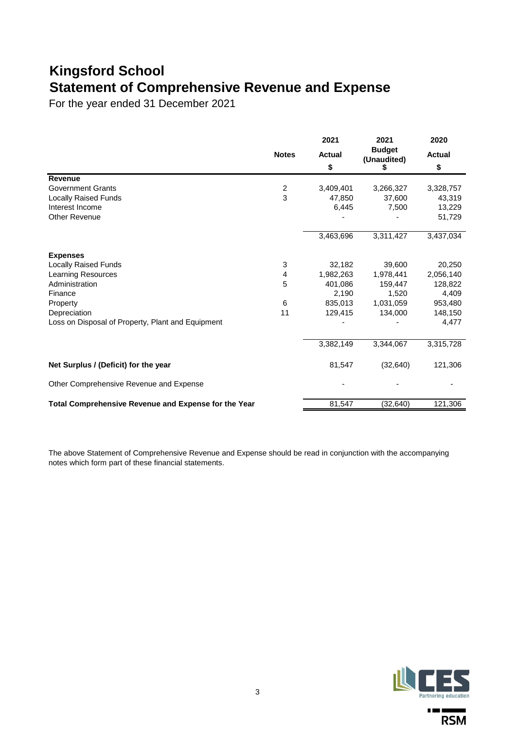# Kingsford School

## Statement of Comprehensive Revenue and Expense

For the year ended 31 December 2021

| | Notes | 2021 Actual $ | 2021 Budget (Unaudited) $ | 2020 Actual $ |
|---|---|---|---|---|
| **Revenue** | | | | |
| Government Grants | 2 | 3,409,401 | 3,266,327 | 3,328,757 |
| Locally Raised Funds | 3 | 47,850 | 37,600 | 43,319 |
| Interest Income | | 6,445 | 7,500 | 13,229 |
| Other Revenue | | - | - | 51,729 |
| | | 3,463,696 | 3,311,427 | 3,437,034 |
| **Expenses** | | | | |
| Locally Raised Funds | 3 | 32,182 | 39,600 | 20,250 |
| Learning Resources | 4 | 1,982,263 | 1,978,441 | 2,056,140 |
| Administration | 5 | 401,086 | 159,447 | 128,822 |
| Finance | | 2,190 | 1,520 | 4,409 |
| Property | 6 | 835,013 | 1,031,059 | 953,480 |
| Depreciation | 11 | 129,415 | 134,000 | 148,150 |
| Loss on Disposal of Property, Plant and Equipment | | - | - | 4,477 |
| | | 3,382,149 | 3,344,067 | 3,315,728 |
| **Net Surplus / (Deficit) for the year** | | 81,547 | (32,640) | 121,306 |
| Other Comprehensive Revenue and Expense | | - | - | - |
| **Total Comprehensive Revenue and Expense for the Year** | | 81,547 | (32,640) | 121,306 |

The above Statement of Comprehensive Revenue and Expense should be read in conjunction with the accompanying notes which form part of these financial statements.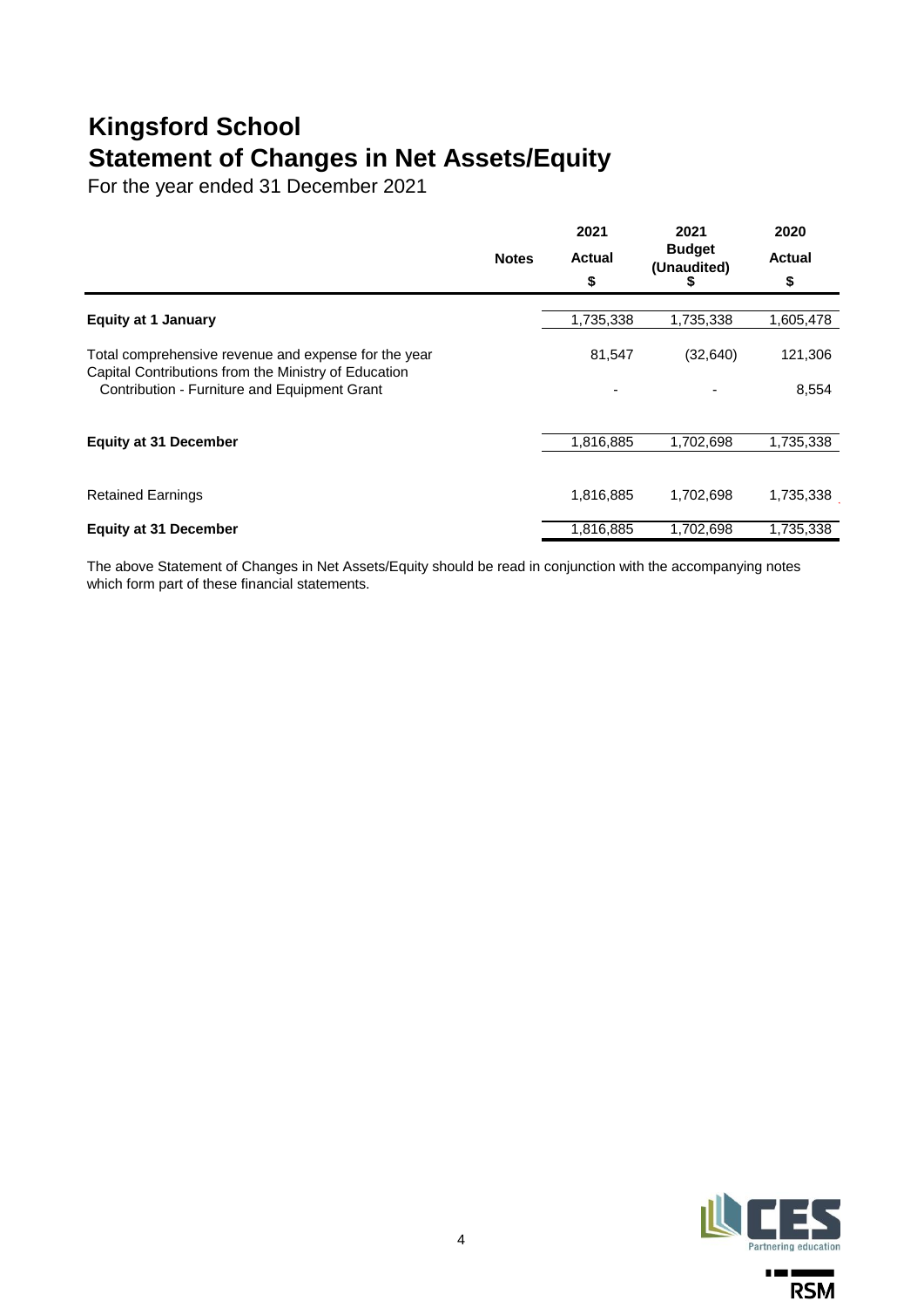# Kingsford School
# Statement of Changes in Net Assets/Equity

For the year ended 31 December 2021

| | Notes | 2021 Actual $ | 2021 Budget (Unaudited) $ | 2020 Actual $ |
|---|---|---|---|---|
| **Equity at 1 January** | | 1,735,338 | 1,735,338 | 1,605,478 |
| Total comprehensive revenue and expense for the year | | 81,547 | (32,640) | 121,306 |
| Capital Contributions from the Ministry of Education | | | | |
| Contribution - Furniture and Equipment Grant | | - | - | 8,554 |
| **Equity at 31 December** | | 1,816,885 | 1,702,698 | 1,735,338 |
| Retained Earnings | | 1,816,885 | 1,702,698 | 1,735,338 |
| **Equity at 31 December** | | 1,816,885 | 1,702,698 | 1,735,338 |

The above Statement of Changes in Net Assets/Equity should be read in conjunction with the accompanying notes which form part of these financial statements.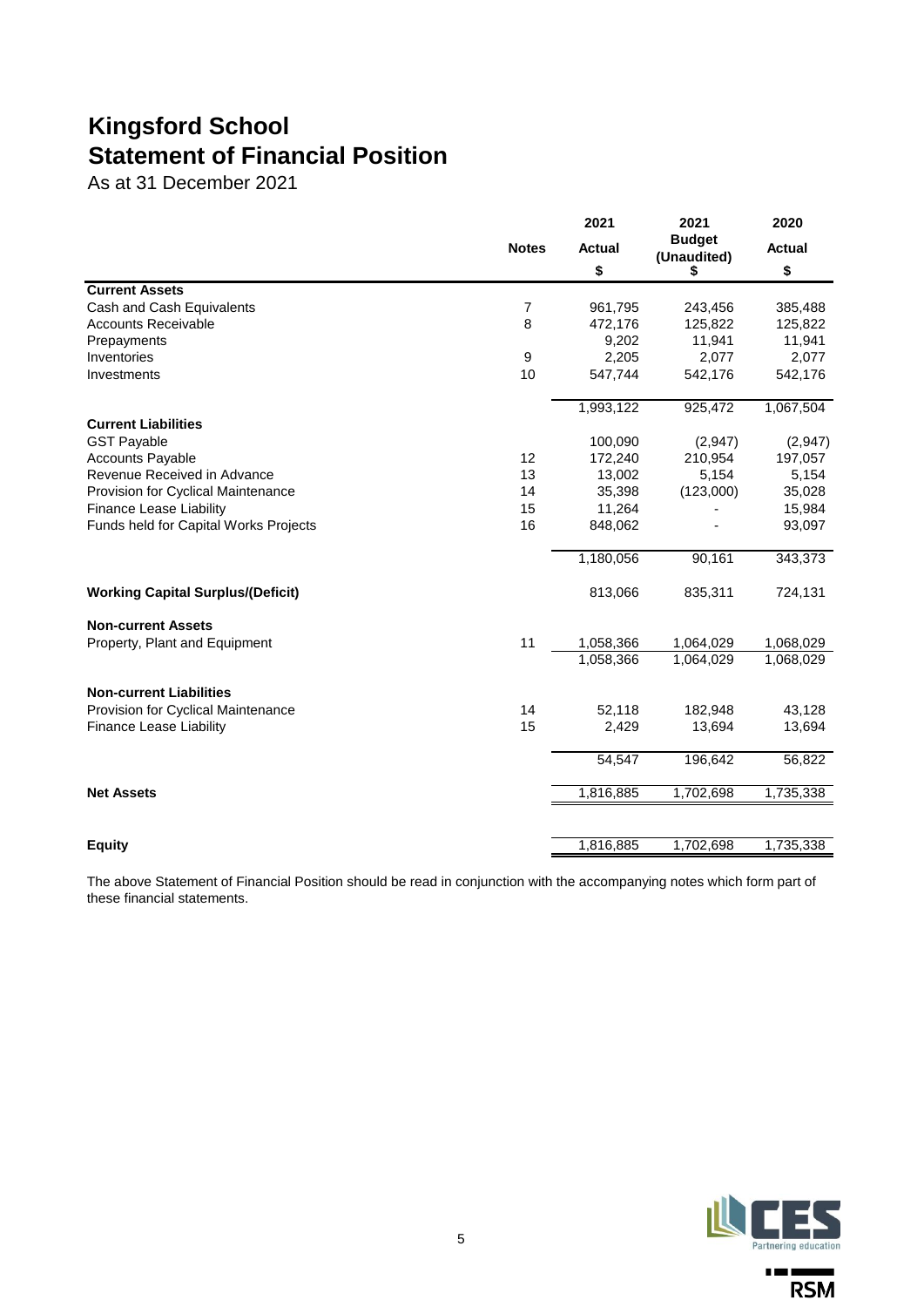# Kingsford School
# Statement of Financial Position

As at 31 December 2021

| | Notes | 2021 Actual $ | 2021 Budget (Unaudited) $ | 2020 Actual $ |
|---|---|---|---|---|
| **Current Assets** | | | | |
| Cash and Cash Equivalents | 7 | 961,795 | 243,456 | 385,488 |
| Accounts Receivable | 8 | 472,176 | 125,822 | 125,822 |
| Prepayments | | 9,202 | 11,941 | 11,941 |
| Inventories | 9 | 2,205 | 2,077 | 2,077 |
| Investments | 10 | 547,744 | 542,176 | 542,176 |
| | | 1,993,122 | 925,472 | 1,067,504 |
| **Current Liabilities** | | | | |
| GST Payable | | 100,090 | (2,947) | (2,947) |
| Accounts Payable | 12 | 172,240 | 210,954 | 197,057 |
| Revenue Received in Advance | 13 | 13,002 | 5,154 | 5,154 |
| Provision for Cyclical Maintenance | 14 | 35,398 | (123,000) | 35,028 |
| Finance Lease Liability | 15 | 11,264 | - | 15,984 |
| Funds held for Capital Works Projects | 16 | 848,062 | - | 93,097 |
| | | 1,180,056 | 90,161 | 343,373 |
| **Working Capital Surplus/(Deficit)** | | 813,066 | 835,311 | 724,131 |
| **Non-current Assets** | | | | |
| Property, Plant and Equipment | 11 | 1,058,366 | 1,064,029 | 1,068,029 |
| | | 1,058,366 | 1,064,029 | 1,068,029 |
| **Non-current Liabilities** | | | | |
| Provision for Cyclical Maintenance | 14 | 52,118 | 182,948 | 43,128 |
| Finance Lease Liability | 15 | 2,429 | 13,694 | 13,694 |
| | | 54,547 | 196,642 | 56,822 |
| **Net Assets** | | 1,816,885 | 1,702,698 | 1,735,338 |
| **Equity** | | 1,816,885 | 1,702,698 | 1,735,338 |

The above Statement of Financial Position should be read in conjunction with the accompanying notes which form part of these financial statements.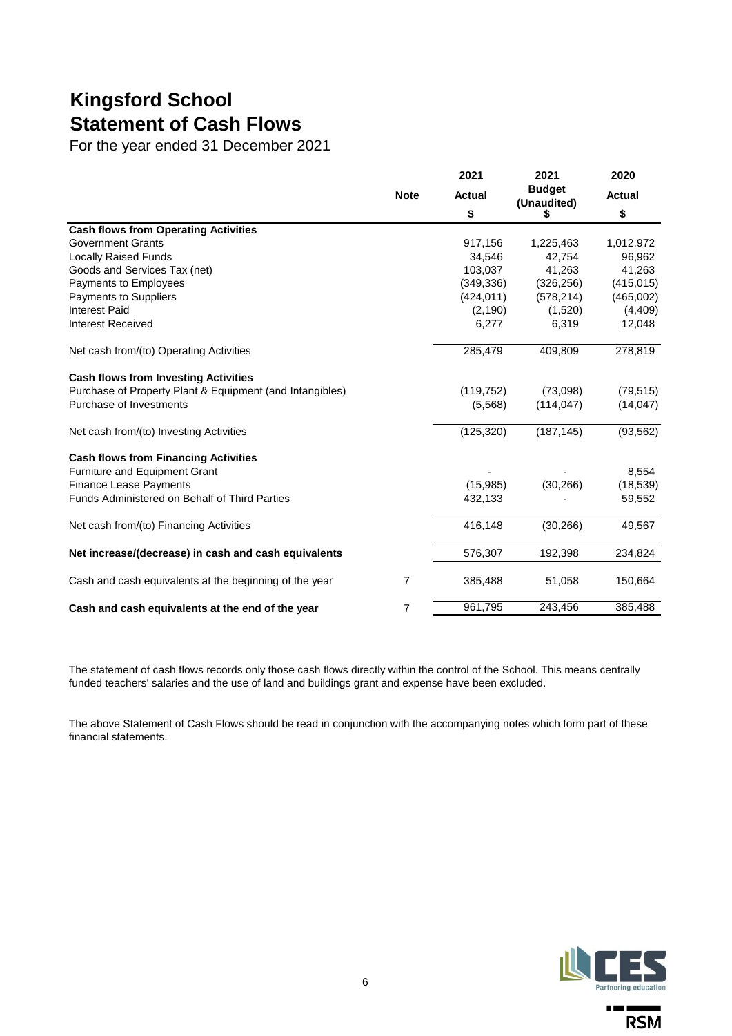# Kingsford School
# Statement of Cash Flows

For the year ended 31 December 2021

| | Note | 2021 Actual $ | 2021 Budget (Unaudited) $ | 2020 Actual $ |
|---|---|---|---|---|
| **Cash flows from Operating Activities** | | | | |
| Government Grants | | 917,156 | 1,225,463 | 1,012,972 |
| Locally Raised Funds | | 34,546 | 42,754 | 96,962 |
| Goods and Services Tax (net) | | 103,037 | 41,263 | 41,263 |
| Payments to Employees | | (349,336) | (326,256) | (415,015) |
| Payments to Suppliers | | (424,011) | (578,214) | (465,002) |
| Interest Paid | | (2,190) | (1,520) | (4,409) |
| Interest Received | | 6,277 | 6,319 | 12,048 |
| Net cash from/(to) Operating Activities | | 285,479 | 409,809 | 278,819 |
| **Cash flows from Investing Activities** | | | | |
| Purchase of Property Plant & Equipment (and Intangibles) | | (119,752) | (73,098) | (79,515) |
| Purchase of Investments | | (5,568) | (114,047) | (14,047) |
| Net cash from/(to) Investing Activities | | (125,320) | (187,145) | (93,562) |
| **Cash flows from Financing Activities** | | | | |
| Furniture and Equipment Grant | | - | - | 8,554 |
| Finance Lease Payments | | (15,985) | (30,266) | (18,539) |
| Funds Administered on Behalf of Third Parties | | 432,133 | - | 59,552 |
| Net cash from/(to) Financing Activities | | 416,148 | (30,266) | 49,567 |
| **Net increase/(decrease) in cash and cash equivalents** | | 576,307 | 192,398 | 234,824 |
| Cash and cash equivalents at the beginning of the year | 7 | 385,488 | 51,058 | 150,664 |
| **Cash and cash equivalents at the end of the year** | 7 | 961,795 | 243,456 | 385,488 |

The statement of cash flows records only those cash flows directly within the control of the School. This means centrally funded teachers' salaries and the use of land and buildings grant and expense have been excluded.

The above Statement of Cash Flows should be read in conjunction with the accompanying notes which form part of these financial statements.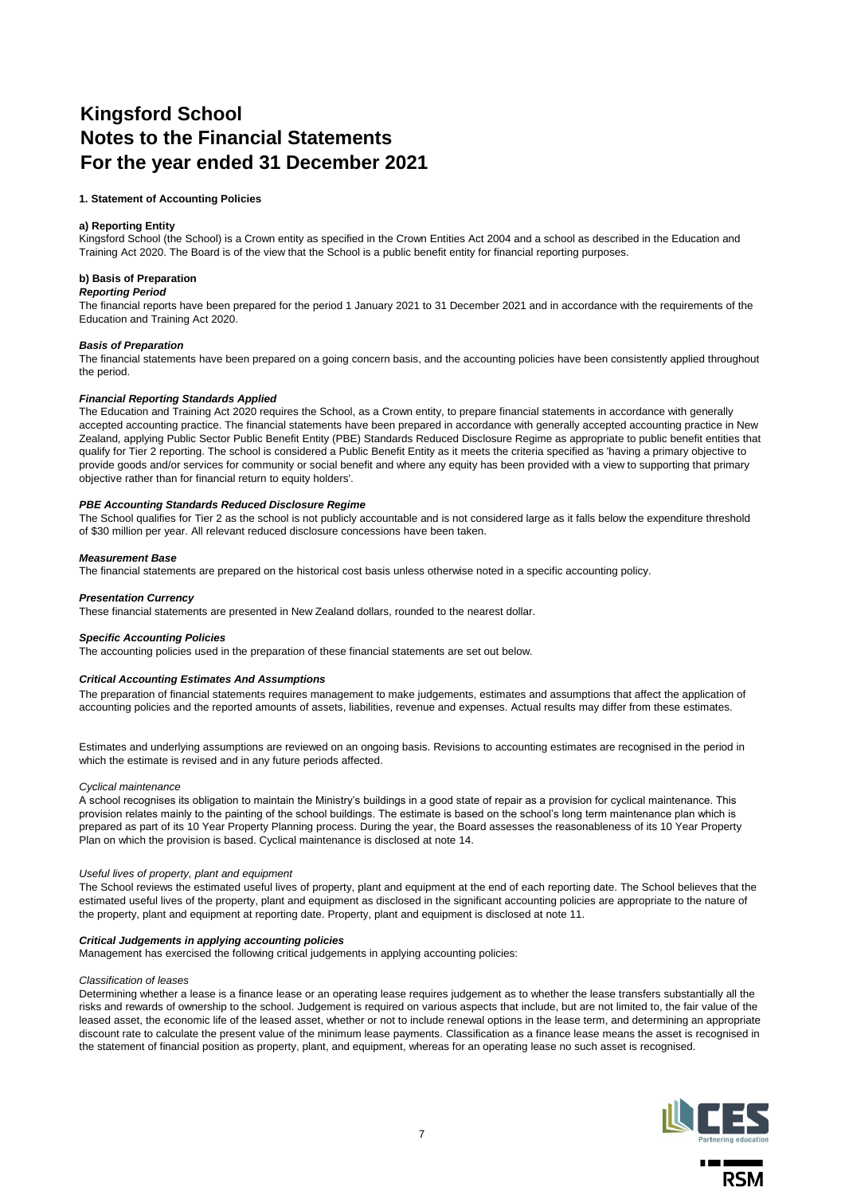# Kingsford School
# Notes to the Financial Statements
# For the year ended 31 December 2021

**1. Statement of Accounting Policies**

**a) Reporting Entity**

Kingsford School (the School) is a Crown entity as specified in the Crown Entities Act 2004 and a school as described in the Education and Training Act 2020. The Board is of the view that the School is a public benefit entity for financial reporting purposes.

**b) Basis of Preparation**

***Reporting Period***

The financial reports have been prepared for the period 1 January 2021 to 31 December 2021 and in accordance with the requirements of the Education and Training Act 2020.

***Basis of Preparation***

The financial statements have been prepared on a going concern basis, and the accounting policies have been consistently applied throughout the period.

***Financial Reporting Standards Applied***

The Education and Training Act 2020 requires the School, as a Crown entity, to prepare financial statements in accordance with generally accepted accounting practice. The financial statements have been prepared in accordance with generally accepted accounting practice in New Zealand, applying Public Sector Public Benefit Entity (PBE) Standards Reduced Disclosure Regime as appropriate to public benefit entities that qualify for Tier 2 reporting. The school is considered a Public Benefit Entity as it meets the criteria specified as 'having a primary objective to provide goods and/or services for community or social benefit and where any equity has been provided with a view to supporting that primary objective rather than for financial return to equity holders'.

***PBE Accounting Standards Reduced Disclosure Regime***

The School qualifies for Tier 2 as the school is not publicly accountable and is not considered large as it falls below the expenditure threshold of $30 million per year. All relevant reduced disclosure concessions have been taken.

***Measurement Base***

The financial statements are prepared on the historical cost basis unless otherwise noted in a specific accounting policy.

***Presentation Currency***

These financial statements are presented in New Zealand dollars, rounded to the nearest dollar.

***Specific Accounting Policies***

The accounting policies used in the preparation of these financial statements are set out below.

***Critical Accounting Estimates And Assumptions***

The preparation of financial statements requires management to make judgements, estimates and assumptions that affect the application of accounting policies and the reported amounts of assets, liabilities, revenue and expenses. Actual results may differ from these estimates.

Estimates and underlying assumptions are reviewed on an ongoing basis. Revisions to accounting estimates are recognised in the period in which the estimate is revised and in any future periods affected.

*Cyclical maintenance*

A school recognises its obligation to maintain the Ministry's buildings in a good state of repair as a provision for cyclical maintenance. This provision relates mainly to the painting of the school buildings. The estimate is based on the school's long term maintenance plan which is prepared as part of its 10 Year Property Planning process. During the year, the Board assesses the reasonableness of its 10 Year Property Plan on which the provision is based. Cyclical maintenance is disclosed at note 14.

*Useful lives of property, plant and equipment*

The School reviews the estimated useful lives of property, plant and equipment at the end of each reporting date. The School believes that the estimated useful lives of the property, plant and equipment as disclosed in the significant accounting policies are appropriate to the nature of the property, plant and equipment at reporting date. Property, plant and equipment is disclosed at note 11.

***Critical Judgements in applying accounting policies***

Management has exercised the following critical judgements in applying accounting policies:

*Classification of leases*

Determining whether a lease is a finance lease or an operating lease requires judgement as to whether the lease transfers substantially all the risks and rewards of ownership to the school. Judgement is required on various aspects that include, but are not limited to, the fair value of the leased asset, the economic life of the leased asset, whether or not to include renewal options in the lease term, and determining an appropriate discount rate to calculate the present value of the minimum lease payments. Classification as a finance lease means the asset is recognised in the statement of financial position as property, plant, and equipment, whereas for an operating lease no such asset is recognised.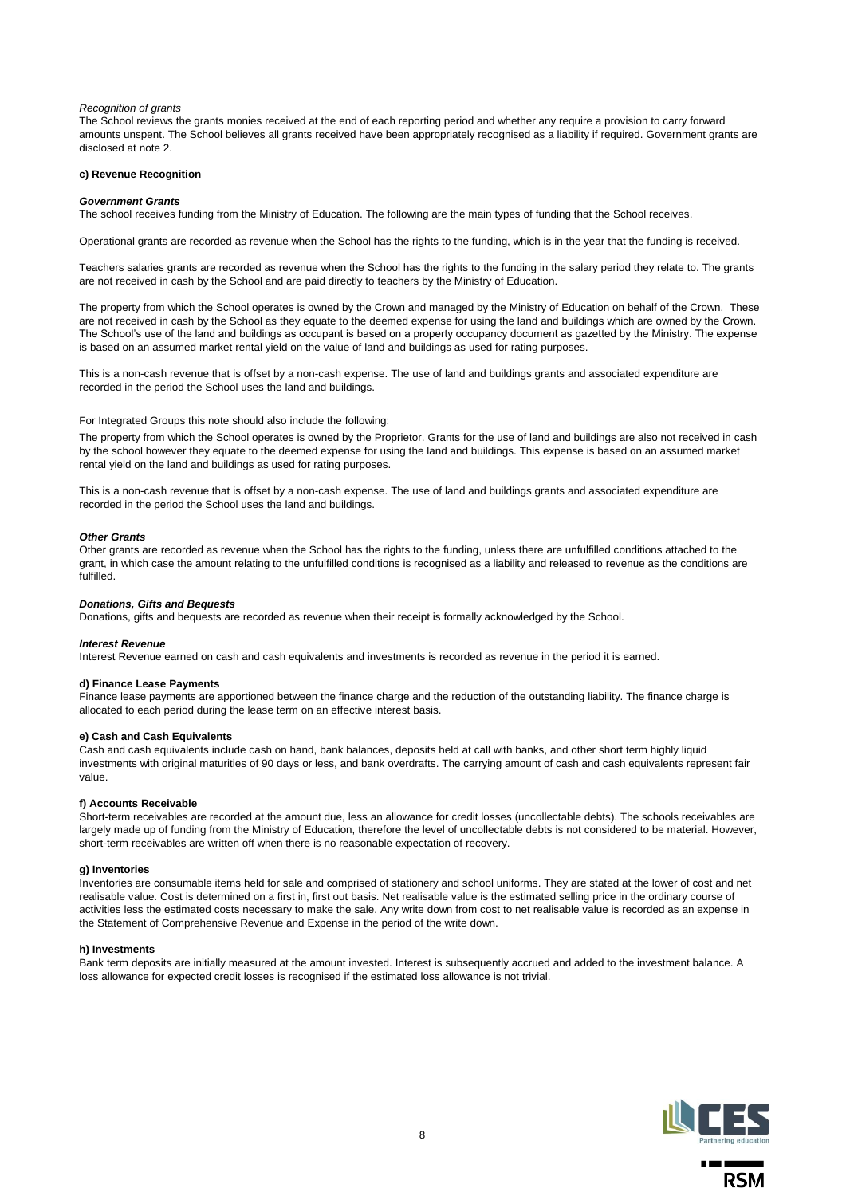*Recognition of grants*
The School reviews the grants monies received at the end of each reporting period and whether any require a provision to carry forward amounts unspent. The School believes all grants received have been appropriately recognised as a liability if required. Government grants are disclosed at note 2.

**c) Revenue Recognition**

***Government Grants***
The school receives funding from the Ministry of Education. The following are the main types of funding that the School receives.

Operational grants are recorded as revenue when the School has the rights to the funding, which is in the year that the funding is received.

Teachers salaries grants are recorded as revenue when the School has the rights to the funding in the salary period they relate to. The grants are not received in cash by the School and are paid directly to teachers by the Ministry of Education.

The property from which the School operates is owned by the Crown and managed by the Ministry of Education on behalf of the Crown. These are not received in cash by the School as they equate to the deemed expense for using the land and buildings which are owned by the Crown. The School's use of the land and buildings as occupant is based on a property occupancy document as gazetted by the Ministry. The expense is based on an assumed market rental yield on the value of land and buildings as used for rating purposes.

This is a non-cash revenue that is offset by a non-cash expense. The use of land and buildings grants and associated expenditure are recorded in the period the School uses the land and buildings.

For Integrated Groups this note should also include the following:

The property from which the School operates is owned by the Proprietor. Grants for the use of land and buildings are also not received in cash by the school however they equate to the deemed expense for using the land and buildings. This expense is based on an assumed market rental yield on the land and buildings as used for rating purposes.

This is a non-cash revenue that is offset by a non-cash expense. The use of land and buildings grants and associated expenditure are recorded in the period the School uses the land and buildings.

***Other Grants***
Other grants are recorded as revenue when the School has the rights to the funding, unless there are unfulfilled conditions attached to the grant, in which case the amount relating to the unfulfilled conditions is recognised as a liability and released to revenue as the conditions are fulfilled.

***Donations, Gifts and Bequests***
Donations, gifts and bequests are recorded as revenue when their receipt is formally acknowledged by the School.

***Interest Revenue***
Interest Revenue earned on cash and cash equivalents and investments is recorded as revenue in the period it is earned.

**d) Finance Lease Payments**
Finance lease payments are apportioned between the finance charge and the reduction of the outstanding liability. The finance charge is allocated to each period during the lease term on an effective interest basis.

**e) Cash and Cash Equivalents**
Cash and cash equivalents include cash on hand, bank balances, deposits held at call with banks, and other short term highly liquid investments with original maturities of 90 days or less, and bank overdrafts. The carrying amount of cash and cash equivalents represent fair value.

**f) Accounts Receivable**
Short-term receivables are recorded at the amount due, less an allowance for credit losses (uncollectable debts). The schools receivables are largely made up of funding from the Ministry of Education, therefore the level of uncollectable debts is not considered to be material. However, short-term receivables are written off when there is no reasonable expectation of recovery.

**g) Inventories**
Inventories are consumable items held for sale and comprised of stationery and school uniforms. They are stated at the lower of cost and net realisable value. Cost is determined on a first in, first out basis. Net realisable value is the estimated selling price in the ordinary course of activities less the estimated costs necessary to make the sale. Any write down from cost to net realisable value is recorded as an expense in the Statement of Comprehensive Revenue and Expense in the period of the write down.

**h) Investments**
Bank term deposits are initially measured at the amount invested. Interest is subsequently accrued and added to the investment balance. A loss allowance for expected credit losses is recognised if the estimated loss allowance is not trivial.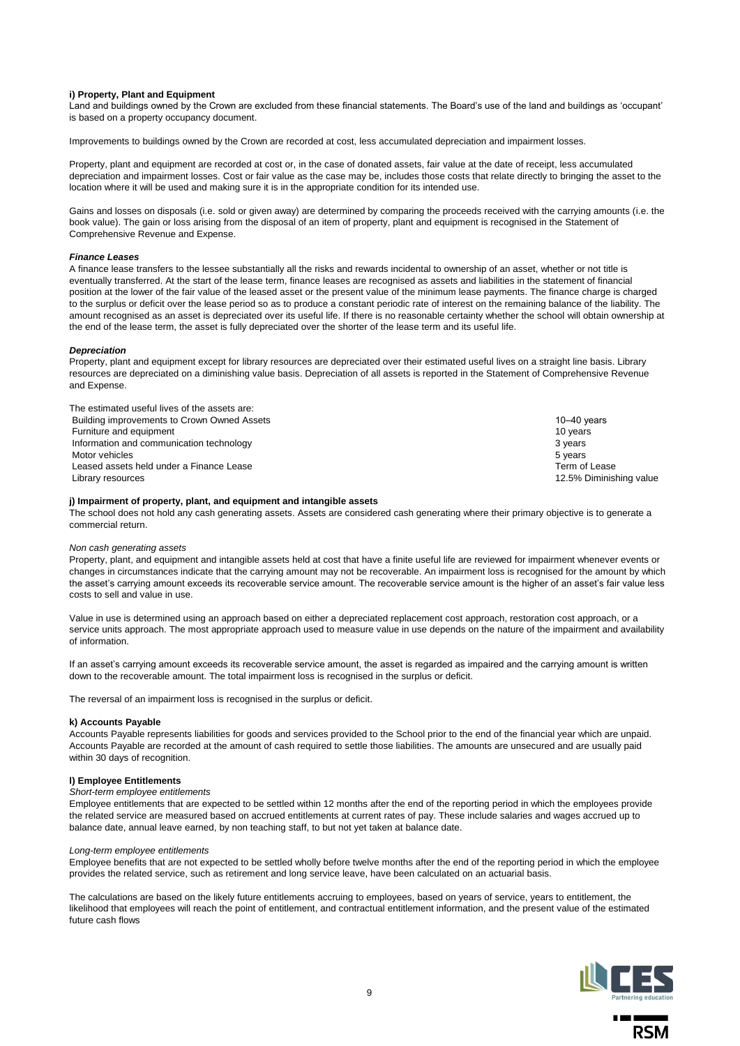**i) Property, Plant and Equipment**

Land and buildings owned by the Crown are excluded from these financial statements. The Board's use of the land and buildings as 'occupant' is based on a property occupancy document.

Improvements to buildings owned by the Crown are recorded at cost, less accumulated depreciation and impairment losses.

Property, plant and equipment are recorded at cost or, in the case of donated assets, fair value at the date of receipt, less accumulated depreciation and impairment losses. Cost or fair value as the case may be, includes those costs that relate directly to bringing the asset to the location where it will be used and making sure it is in the appropriate condition for its intended use.

Gains and losses on disposals (i.e. sold or given away) are determined by comparing the proceeds received with the carrying amounts (i.e. the book value). The gain or loss arising from the disposal of an item of property, plant and equipment is recognised in the Statement of Comprehensive Revenue and Expense.

***Finance Leases***

A finance lease transfers to the lessee substantially all the risks and rewards incidental to ownership of an asset, whether or not title is eventually transferred. At the start of the lease term, finance leases are recognised as assets and liabilities in the statement of financial position at the lower of the fair value of the leased asset or the present value of the minimum lease payments. The finance charge is charged to the surplus or deficit over the lease period so as to produce a constant periodic rate of interest on the remaining balance of the liability. The amount recognised as an asset is depreciated over its useful life. If there is no reasonable certainty whether the school will obtain ownership at the end of the lease term, the asset is fully depreciated over the shorter of the lease term and its useful life.

***Depreciation***

Property, plant and equipment except for library resources are depreciated over their estimated useful lives on a straight line basis. Library resources are depreciated on a diminishing value basis. Depreciation of all assets is reported in the Statement of Comprehensive Revenue and Expense.

The estimated useful lives of the assets are:

| | |
|---|---|
| Building improvements to Crown Owned Assets | 10–40 years |
| Furniture and equipment | 10 years |
| Information and communication technology | 3 years |
| Motor vehicles | 5 years |
| Leased assets held under a Finance Lease | Term of Lease |
| Library resources | 12.5% Diminishing value |

**j) Impairment of property, plant, and equipment and intangible assets**

The school does not hold any cash generating assets. Assets are considered cash generating where their primary objective is to generate a commercial return.

*Non cash generating assets*

Property, plant, and equipment and intangible assets held at cost that have a finite useful life are reviewed for impairment whenever events or changes in circumstances indicate that the carrying amount may not be recoverable. An impairment loss is recognised for the amount by which the asset's carrying amount exceeds its recoverable service amount. The recoverable service amount is the higher of an asset's fair value less costs to sell and value in use.

Value in use is determined using an approach based on either a depreciated replacement cost approach, restoration cost approach, or a service units approach. The most appropriate approach used to measure value in use depends on the nature of the impairment and availability of information.

If an asset's carrying amount exceeds its recoverable service amount, the asset is regarded as impaired and the carrying amount is written down to the recoverable amount. The total impairment loss is recognised in the surplus or deficit.

The reversal of an impairment loss is recognised in the surplus or deficit.

**k) Accounts Payable**

Accounts Payable represents liabilities for goods and services provided to the School prior to the end of the financial year which are unpaid. Accounts Payable are recorded at the amount of cash required to settle those liabilities. The amounts are unsecured and are usually paid within 30 days of recognition.

**l) Employee Entitlements**

*Short-term employee entitlements*

Employee entitlements that are expected to be settled within 12 months after the end of the reporting period in which the employees provide the related service are measured based on accrued entitlements at current rates of pay. These include salaries and wages accrued up to balance date, annual leave earned, by non teaching staff, to but not yet taken at balance date.

*Long-term employee entitlements*

Employee benefits that are not expected to be settled wholly before twelve months after the end of the reporting period in which the employee provides the related service, such as retirement and long service leave, have been calculated on an actuarial basis.

The calculations are based on the likely future entitlements accruing to employees, based on years of service, years to entitlement, the likelihood that employees will reach the point of entitlement, and contractual entitlement information, and the present value of the estimated future cash flows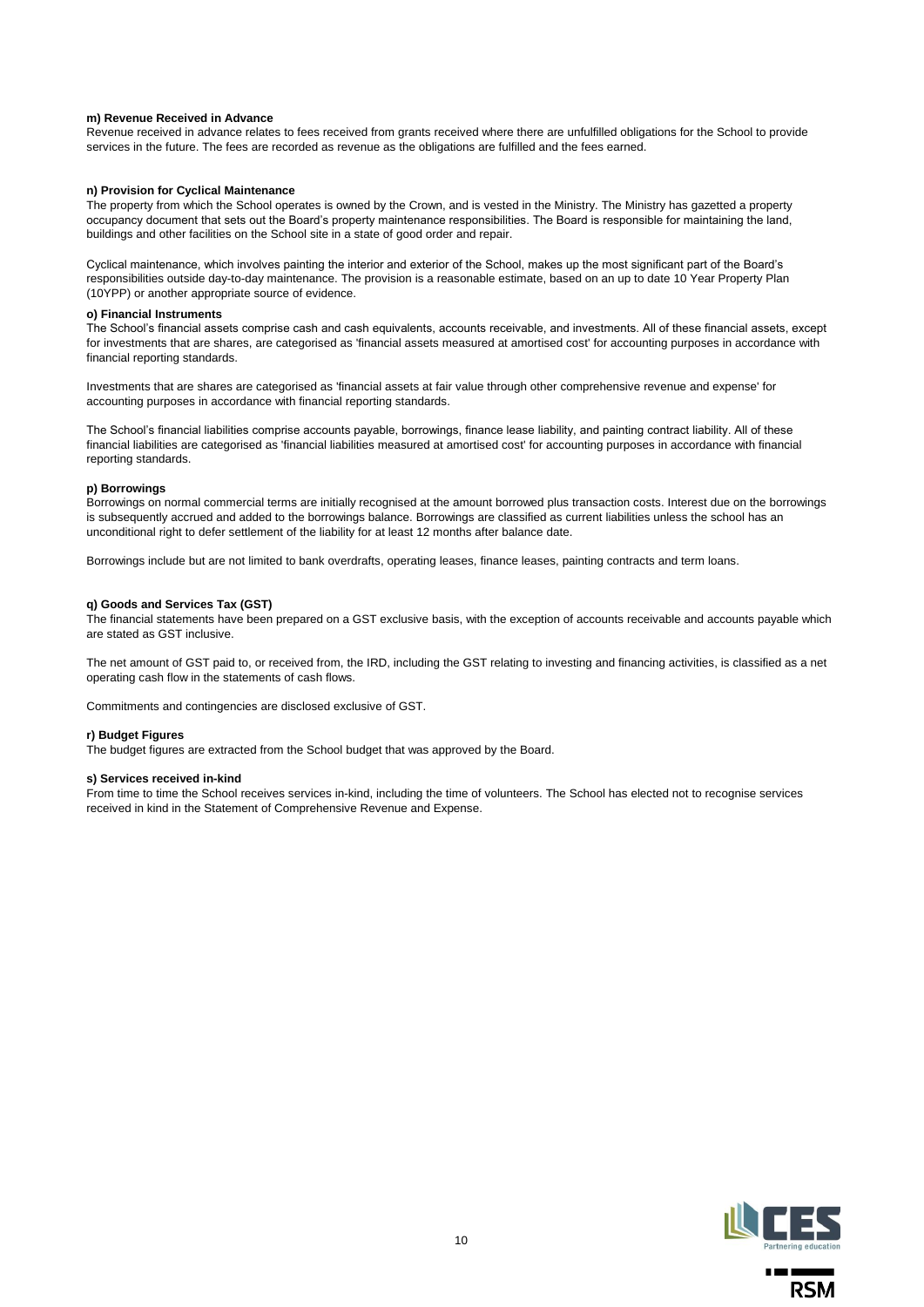**m) Revenue Received in Advance**

Revenue received in advance relates to fees received from grants received where there are unfulfilled obligations for the School to provide services in the future. The fees are recorded as revenue as the obligations are fulfilled and the fees earned.

**n) Provision for Cyclical Maintenance**

The property from which the School operates is owned by the Crown, and is vested in the Ministry. The Ministry has gazetted a property occupancy document that sets out the Board's property maintenance responsibilities. The Board is responsible for maintaining the land, buildings and other facilities on the School site in a state of good order and repair.

Cyclical maintenance, which involves painting the interior and exterior of the School, makes up the most significant part of the Board's responsibilities outside day-to-day maintenance. The provision is a reasonable estimate, based on an up to date 10 Year Property Plan (10YPP) or another appropriate source of evidence.

**o) Financial Instruments**

The School's financial assets comprise cash and cash equivalents, accounts receivable, and investments. All of these financial assets, except for investments that are shares, are categorised as 'financial assets measured at amortised cost' for accounting purposes in accordance with financial reporting standards.

Investments that are shares are categorised as 'financial assets at fair value through other comprehensive revenue and expense' for accounting purposes in accordance with financial reporting standards.

The School's financial liabilities comprise accounts payable, borrowings, finance lease liability, and painting contract liability. All of these financial liabilities are categorised as 'financial liabilities measured at amortised cost' for accounting purposes in accordance with financial reporting standards.

**p) Borrowings**

Borrowings on normal commercial terms are initially recognised at the amount borrowed plus transaction costs. Interest due on the borrowings is subsequently accrued and added to the borrowings balance. Borrowings are classified as current liabilities unless the school has an unconditional right to defer settlement of the liability for at least 12 months after balance date.

Borrowings include but are not limited to bank overdrafts, operating leases, finance leases, painting contracts and term loans.

**q) Goods and Services Tax (GST)**

The financial statements have been prepared on a GST exclusive basis, with the exception of accounts receivable and accounts payable which are stated as GST inclusive.

The net amount of GST paid to, or received from, the IRD, including the GST relating to investing and financing activities, is classified as a net operating cash flow in the statements of cash flows.

Commitments and contingencies are disclosed exclusive of GST.

**r) Budget Figures**

The budget figures are extracted from the School budget that was approved by the Board.

**s) Services received in-kind**

From time to time the School receives services in-kind, including the time of volunteers. The School has elected not to recognise services received in kind in the Statement of Comprehensive Revenue and Expense.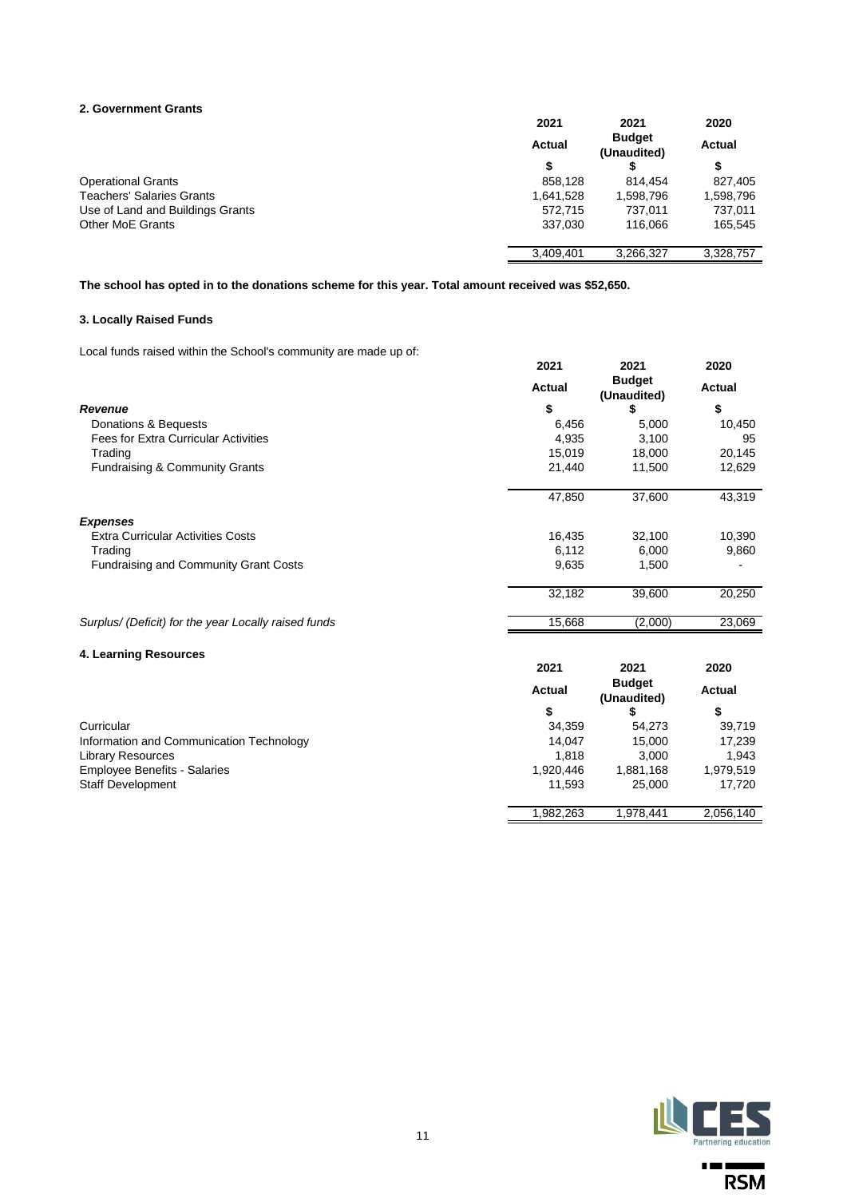## 2. Government Grants

| | 2021 Actual | 2021 Budget (Unaudited) | 2020 Actual |
|---|---|---|---|
| | $ | $ | $ |
| Operational Grants | 858,128 | 814,454 | 827,405 |
| Teachers' Salaries Grants | 1,641,528 | 1,598,796 | 1,598,796 |
| Use of Land and Buildings Grants | 572,715 | 737,011 | 737,011 |
| Other MoE Grants | 337,030 | 116,066 | 165,545 |
| | 3,409,401 | 3,266,327 | 3,328,757 |

**The school has opted in to the donations scheme for this year. Total amount received was $52,650.**

## 3. Locally Raised Funds

Local funds raised within the School's community are made up of:

| | 2021 Actual | 2021 Budget (Unaudited) | 2020 Actual |
|---|---|---|---|
| ***Revenue*** | $ | $ | $ |
| Donations & Bequests | 6,456 | 5,000 | 10,450 |
| Fees for Extra Curricular Activities | 4,935 | 3,100 | 95 |
| Trading | 15,019 | 18,000 | 20,145 |
| Fundraising & Community Grants | 21,440 | 11,500 | 12,629 |
| | 47,850 | 37,600 | 43,319 |
| ***Expenses*** | | | |
| Extra Curricular Activities Costs | 16,435 | 32,100 | 10,390 |
| Trading | 6,112 | 6,000 | 9,860 |
| Fundraising and Community Grant Costs | 9,635 | 1,500 | - |
| | 32,182 | 39,600 | 20,250 |
| *Surplus/ (Deficit) for the year Locally raised funds* | 15,668 | (2,000) | 23,069 |

## 4. Learning Resources

| | 2021 Actual | 2021 Budget (Unaudited) | 2020 Actual |
|---|---|---|---|
| | $ | $ | $ |
| Curricular | 34,359 | 54,273 | 39,719 |
| Information and Communication Technology | 14,047 | 15,000 | 17,239 |
| Library Resources | 1,818 | 3,000 | 1,943 |
| Employee Benefits - Salaries | 1,920,446 | 1,881,168 | 1,979,519 |
| Staff Development | 11,593 | 25,000 | 17,720 |
| | 1,982,263 | 1,978,441 | 2,056,140 |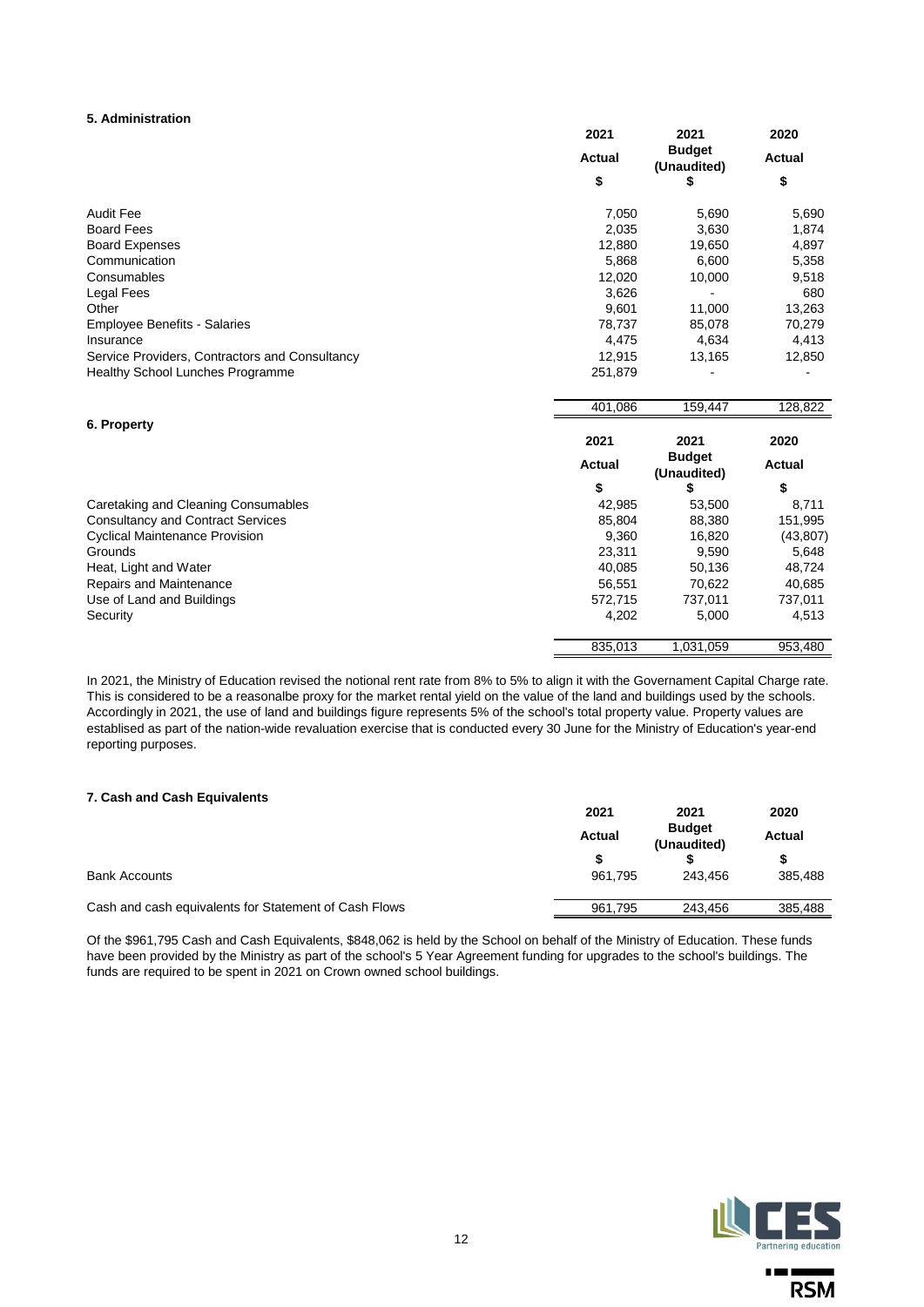### 5. Administration

| | 2021 Actual $ | 2021 Budget (Unaudited) $ | 2020 Actual $ |
|---|---|---|---|
| Audit Fee | 7,050 | 5,690 | 5,690 |
| Board Fees | 2,035 | 3,630 | 1,874 |
| Board Expenses | 12,880 | 19,650 | 4,897 |
| Communication | 5,868 | 6,600 | 5,358 |
| Consumables | 12,020 | 10,000 | 9,518 |
| Legal Fees | 3,626 | - | 680 |
| Other | 9,601 | 11,000 | 13,263 |
| Employee Benefits - Salaries | 78,737 | 85,078 | 70,279 |
| Insurance | 4,475 | 4,634 | 4,413 |
| Service Providers, Contractors and Consultancy | 12,915 | 13,165 | 12,850 |
| Healthy School Lunches Programme | 251,879 | - | - |
| | 401,086 | 159,447 | 128,822 |

### 6. Property

| | 2021 Actual $ | 2021 Budget (Unaudited) $ | 2020 Actual $ |
|---|---|---|---|
| Caretaking and Cleaning Consumables | 42,985 | 53,500 | 8,711 |
| Consultancy and Contract Services | 85,804 | 88,380 | 151,995 |
| Cyclical Maintenance Provision | 9,360 | 16,820 | (43,807) |
| Grounds | 23,311 | 9,590 | 5,648 |
| Heat, Light and Water | 40,085 | 50,136 | 48,724 |
| Repairs and Maintenance | 56,551 | 70,622 | 40,685 |
| Use of Land and Buildings | 572,715 | 737,011 | 737,011 |
| Security | 4,202 | 5,000 | 4,513 |
| | 835,013 | 1,031,059 | 953,480 |

In 2021, the Ministry of Education revised the notional rent rate from 8% to 5% to align it with the Governance Capital Charge rate. This is considered to be a reasonalbe proxy for the market rental yield on the value of the land and buildings used by the schools. Accordingly in 2021, the use of land and buildings figure represents 5% of the school's total property value. Property values are establised as part of the nation-wide revaluation exercise that is conducted every 30 June for the Ministry of Education's year-end reporting purposes.

### 7. Cash and Cash Equivalents

| | 2021 Actual $ | 2021 Budget (Unaudited) $ | 2020 Actual $ |
|---|---|---|---|
| Bank Accounts | 961,795 | 243,456 | 385,488 |
| Cash and cash equivalents for Statement of Cash Flows | 961,795 | 243,456 | 385,488 |

Of the $961,795 Cash and Cash Equivalents, $848,062 is held by the School on behalf of the Ministry of Education. These funds have been provided by the Ministry as part of the school's 5 Year Agreement funding for upgrades to the school's buildings. The funds are required to be spent in 2021 on Crown owned school buildings.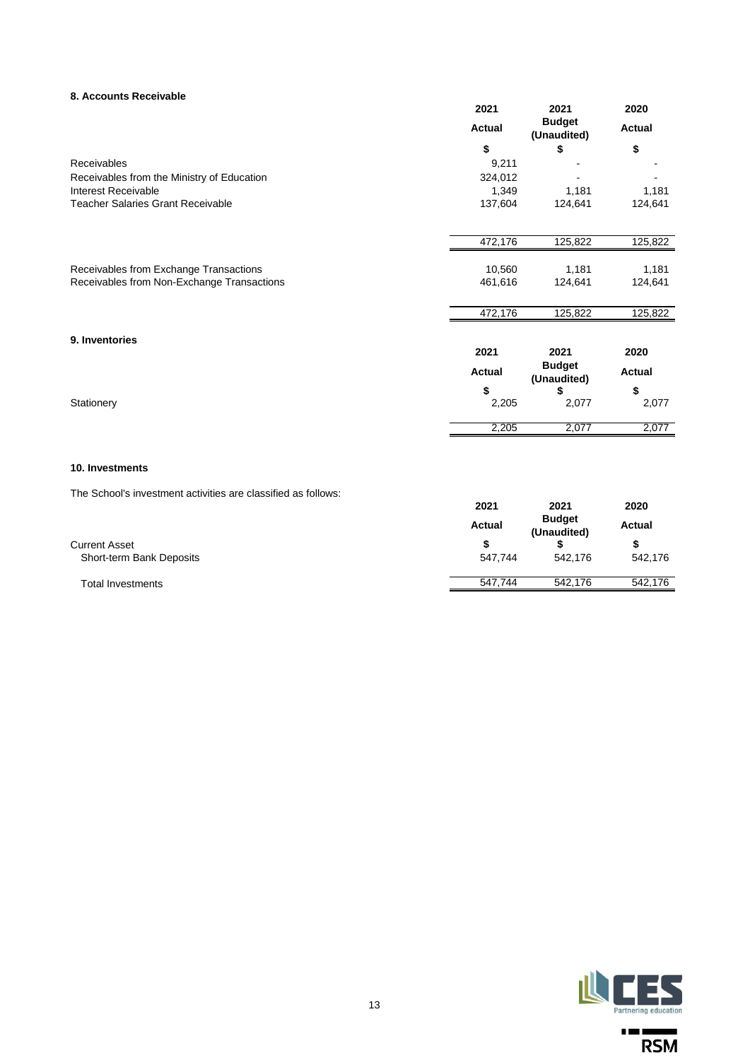## 8. Accounts Receivable

| | 2021 Actual | 2021 Budget (Unaudited) | 2020 Actual |
|---|---|---|---|
| | $ | $ | $ |
| Receivables | 9,211 | - | - |
| Receivables from the Ministry of Education | 324,012 | - | - |
| Interest Receivable | 1,349 | 1,181 | 1,181 |
| Teacher Salaries Grant Receivable | 137,604 | 124,641 | 124,641 |
| | 472,176 | 125,822 | 125,822 |
| Receivables from Exchange Transactions | 10,560 | 1,181 | 1,181 |
| Receivables from Non-Exchange Transactions | 461,616 | 124,641 | 124,641 |
| | 472,176 | 125,822 | 125,822 |

## 9. Inventories

| | 2021 Actual | 2021 Budget (Unaudited) | 2020 Actual |
|---|---|---|---|
| | $ | $ | $ |
| Stationery | 2,205 | 2,077 | 2,077 |
| | 2,205 | 2,077 | 2,077 |

## 10. Investments

The School's investment activities are classified as follows:

| | 2021 Actual | 2021 Budget (Unaudited) | 2020 Actual |
|---|---|---|---|
| Current Asset | $ | $ | $ |
| Short-term Bank Deposits | 547,744 | 542,176 | 542,176 |
| Total Investments | 547,744 | 542,176 | 542,176 |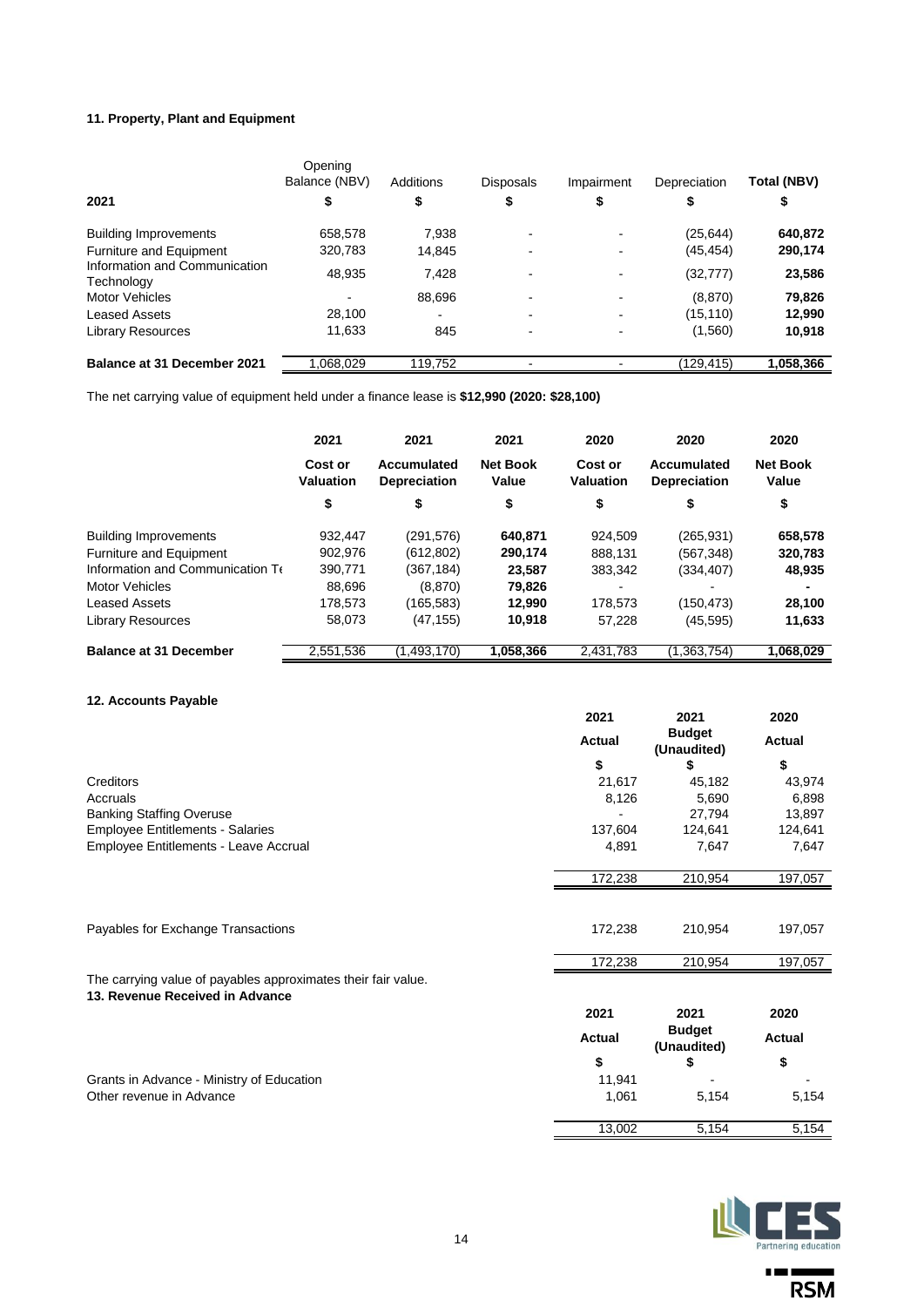### 11. Property, Plant and Equipment

| 2021 | Opening Balance (NBV) $ | Additions $ | Disposals $ | Impairment $ | Depreciation $ | Total (NBV) $ |
|---|---|---|---|---|---|---|
| Building Improvements | 658,578 | 7,938 | - | - | (25,644) | **640,872** |
| Furniture and Equipment | 320,783 | 14,845 | - | - | (45,454) | **290,174** |
| Information and Communication Technology | 48,935 | 7,428 | - | - | (32,777) | **23,586** |
| Motor Vehicles | - | 88,696 | - | - | (8,870) | **79,826** |
| Leased Assets | 28,100 | - | - | - | (15,110) | **12,990** |
| Library Resources | 11,633 | 845 | - | - | (1,560) | **10,918** |
| **Balance at 31 December 2021** | 1,068,029 | 119,752 | - | - | (129,415) | **1,058,366** |

The net carrying value of equipment held under a finance lease is **$12,990 (2020: $28,100)**

| | 2021 | 2021 | 2021 | 2020 | 2020 | 2020 |
|---|---|---|---|---|---|---|
| | **Cost or Valuation** | **Accumulated Depreciation** | **Net Book Value** | **Cost or Valuation** | **Accumulated Depreciation** | **Net Book Value** |
| | $ | $ | $ | $ | $ | $ |
| Building Improvements | 932,447 | (291,576) | **640,871** | 924,509 | (265,931) | **658,578** |
| Furniture and Equipment | 902,976 | (612,802) | **290,174** | 888,131 | (567,348) | **320,783** |
| Information and Communication Te | 390,771 | (367,184) | **23,587** | 383,342 | (334,407) | **48,935** |
| Motor Vehicles | 88,696 | (8,870) | **79,826** | - | - | **-** |
| Leased Assets | 178,573 | (165,583) | **12,990** | 178,573 | (150,473) | **28,100** |
| Library Resources | 58,073 | (47,155) | **10,918** | 57,228 | (45,595) | **11,633** |
| **Balance at 31 December** | 2,551,536 | (1,493,170) | **1,058,366** | 2,431,783 | (1,363,754) | **1,068,029** |

### 12. Accounts Payable

| | 2021 | 2021 | 2020 |
|---|---|---|---|
| | **Actual** | **Budget (Unaudited)** | **Actual** |
| | $ | $ | $ |
| Creditors | 21,617 | 45,182 | 43,974 |
| Accruals | 8,126 | 5,690 | 6,898 |
| Banking Staffing Overuse | - | 27,794 | 13,897 |
| Employee Entitlements - Salaries | 137,604 | 124,641 | 124,641 |
| Employee Entitlements - Leave Accrual | 4,891 | 7,647 | 7,647 |
| | 172,238 | 210,954 | 197,057 |
| | | | |
| Payables for Exchange Transactions | 172,238 | 210,954 | 197,057 |
| | 172,238 | 210,954 | 197,057 |

The carrying value of payables approximates their fair value.

### 13. Revenue Received in Advance

| | 2021 | 2021 | 2020 |
|---|---|---|---|
| | **Actual** | **Budget (Unaudited)** | **Actual** |
| | $ | $ | $ |
| Grants in Advance - Ministry of Education | 11,941 | - | - |
| Other revenue in Advance | 1,061 | 5,154 | 5,154 |
| | 13,002 | 5,154 | 5,154 |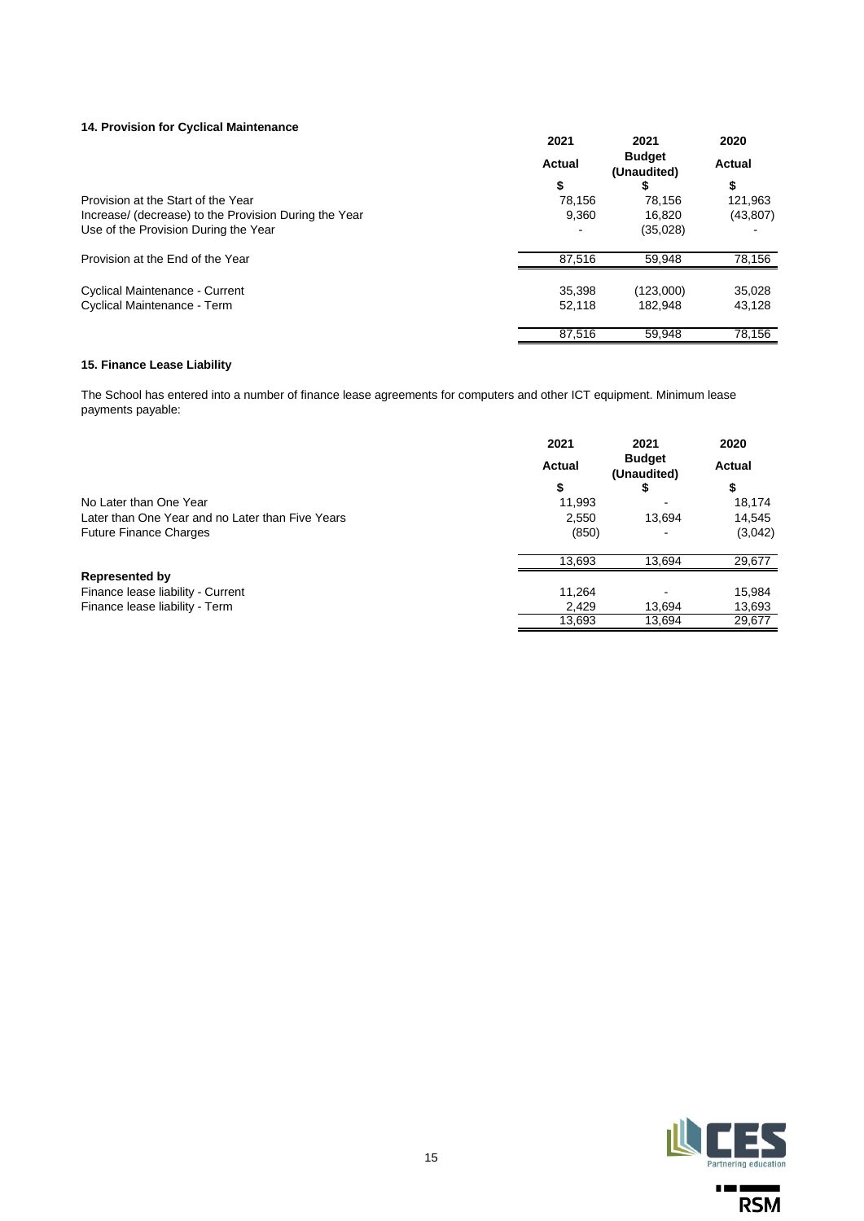### 14. Provision for Cyclical Maintenance

| | 2021 Actual | 2021 Budget (Unaudited) | 2020 Actual |
|---|---|---|---|
| | $ | $ | $ |
| Provision at the Start of the Year | 78,156 | 78,156 | 121,963 |
| Increase/ (decrease) to the Provision During the Year | 9,360 | 16,820 | (43,807) |
| Use of the Provision During the Year | - | (35,028) | - |
| Provision at the End of the Year | 87,516 | 59,948 | 78,156 |
| Cyclical Maintenance - Current | 35,398 | (123,000) | 35,028 |
| Cyclical Maintenance - Term | 52,118 | 182,948 | 43,128 |
| | 87,516 | 59,948 | 78,156 |

### 15. Finance Lease Liability

The School has entered into a number of finance lease agreements for computers and other ICT equipment. Minimum lease payments payable:

| | 2021 Actual | 2021 Budget (Unaudited) | 2020 Actual |
|---|---|---|---|
| | $ | $ | $ |
| No Later than One Year | 11,993 | - | 18,174 |
| Later than One Year and no Later than Five Years | 2,550 | 13,694 | 14,545 |
| Future Finance Charges | (850) | - | (3,042) |
| | 13,693 | 13,694 | 29,677 |
| **Represented by** | | | |
| Finance lease liability - Current | 11,264 | - | 15,984 |
| Finance lease liability - Term | 2,429 | 13,694 | 13,693 |
| | 13,693 | 13,694 | 29,677 |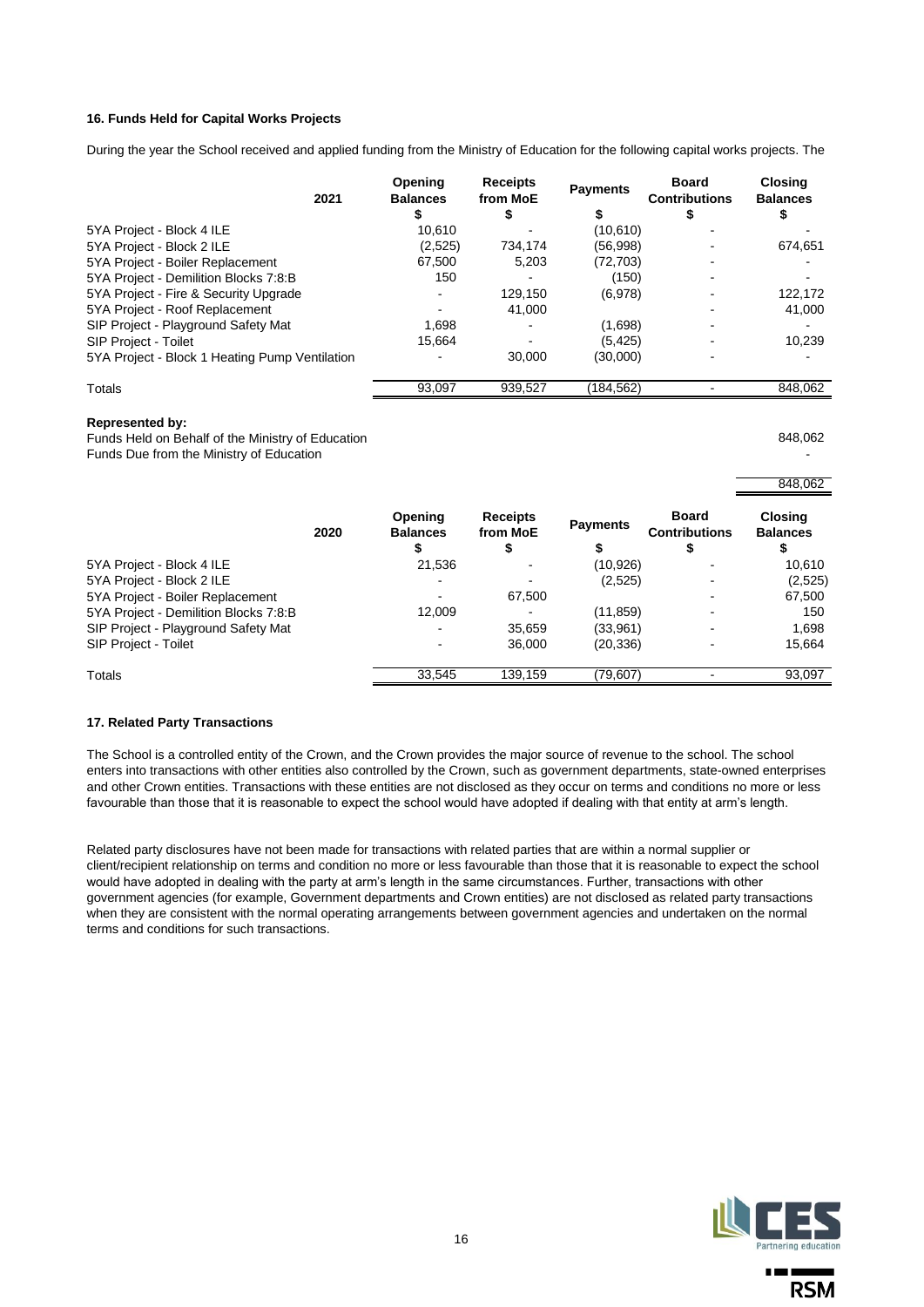### 16. Funds Held for Capital Works Projects

During the year the School received and applied funding from the Ministry of Education for the following capital works projects. The

| 2021 | Opening Balances $ | Receipts from MoE $ | Payments $ | Board Contributions $ | Closing Balances $ |
|---|---|---|---|---|---|
| 5YA Project - Block 4 ILE | 10,610 | - | (10,610) | - | - |
| 5YA Project - Block 2 ILE | (2,525) | 734,174 | (56,998) | - | 674,651 |
| 5YA Project - Boiler Replacement | 67,500 | 5,203 | (72,703) | - | - |
| 5YA Project - Demilition Blocks 7:8:B | 150 | - | (150) | - | - |
| 5YA Project - Fire & Security Upgrade | - | 129,150 | (6,978) | - | 122,172 |
| 5YA Project - Roof Replacement | - | 41,000 | | - | 41,000 |
| SIP Project - Playground Safety Mat | 1,698 | - | (1,698) | - | - |
| SIP Project - Toilet | 15,664 | - | (5,425) | - | 10,239 |
| 5YA Project - Block 1 Heating Pump Ventilation | - | 30,000 | (30,000) | - | - |
| Totals | 93,097 | 939,527 | (184,562) | - | 848,062 |

**Represented by:**

| | |
|---|---|
| Funds Held on Behalf of the Ministry of Education | 848,062 |
| Funds Due from the Ministry of Education | - |
| | 848,062 |

| 2020 | Opening Balances $ | Receipts from MoE $ | Payments $ | Board Contributions $ | Closing Balances $ |
|---|---|---|---|---|---|
| 5YA Project - Block 4 ILE | 21,536 | - | (10,926) | - | 10,610 |
| 5YA Project - Block 2 ILE | - | - | (2,525) | - | (2,525) |
| 5YA Project - Boiler Replacement | - | 67,500 | | - | 67,500 |
| 5YA Project - Demilition Blocks 7:8:B | 12,009 | - | (11,859) | - | 150 |
| SIP Project - Playground Safety Mat | - | 35,659 | (33,961) | - | 1,698 |
| SIP Project - Toilet | - | 36,000 | (20,336) | - | 15,664 |
| Totals | 33,545 | 139,159 | (79,607) | - | 93,097 |

### 17. Related Party Transactions

The School is a controlled entity of the Crown, and the Crown provides the major source of revenue to the school. The school enters into transactions with other entities also controlled by the Crown, such as government departments, state-owned enterprises and other Crown entities. Transactions with these entities are not disclosed as they occur on terms and conditions no more or less favourable than those that it is reasonable to expect the school would have adopted if dealing with that entity at arm's length.

Related party disclosures have not been made for transactions with related parties that are within a normal supplier or client/recipient relationship on terms and condition no more or less favourable than those that it is reasonable to expect the school would have adopted in dealing with the party at arm's length in the same circumstances. Further, transactions with other government agencies (for example, Government departments and Crown entities) are not disclosed as related party transactions when they are consistent with the normal operating arrangements between government agencies and undertaken on the normal terms and conditions for such transactions.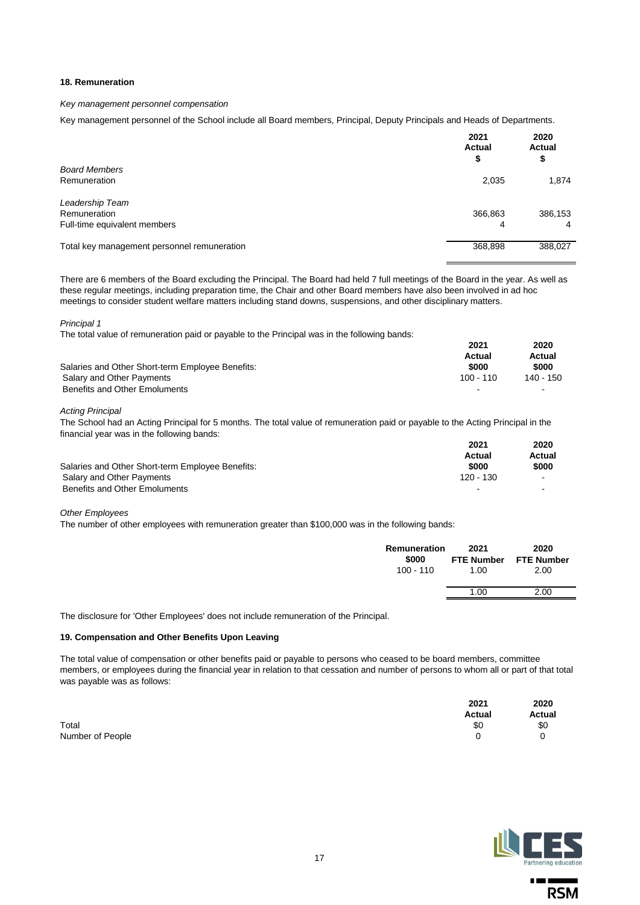## 18. Remuneration

*Key management personnel compensation*

Key management personnel of the School include all Board members, Principal, Deputy Principals and Heads of Departments.

| | 2021 Actual $ | 2020 Actual $ |
|---|---|---|
| *Board Members* | | |
| Remuneration | 2,035 | 1,874 |
| *Leadership Team* | | |
| Remuneration | 366,863 | 386,153 |
| Full-time equivalent members | 4 | 4 |
| Total key management personnel remuneration | 368,898 | 388,027 |

There are 6 members of the Board excluding the Principal. The Board had held 7 full meetings of the Board in the year. As well as these regular meetings, including preparation time, the Chair and other Board members have also been involved in ad hoc meetings to consider student welfare matters including stand downs, suspensions, and other disciplinary matters.

*Principal 1*

The total value of remuneration paid or payable to the Principal was in the following bands:

| | 2021 Actual $000 | 2020 Actual $000 |
|---|---|---|
| Salaries and Other Short-term Employee Benefits: | | |
| Salary and Other Payments | 100 - 110 | 140 - 150 |
| Benefits and Other Emoluments | - | - |

*Acting Principal*

The School had an Acting Principal for 5 months. The total value of remuneration paid or payable to the Acting Principal in the financial year was in the following bands:

| | 2021 Actual $000 | 2020 Actual $000 |
|---|---|---|
| Salaries and Other Short-term Employee Benefits: | | |
| Salary and Other Payments | 120 - 130 | - |
| Benefits and Other Emoluments | - | - |

*Other Employees*

The number of other employees with remuneration greater than $100,000 was in the following bands:

| Remuneration $000 | 2021 FTE Number | 2020 FTE Number |
|---|---|---|
| 100 - 110 | 1.00 | 2.00 |
| | 1.00 | 2.00 |

The disclosure for 'Other Employees' does not include remuneration of the Principal.

## 19. Compensation and Other Benefits Upon Leaving

The total value of compensation or other benefits paid or payable to persons who ceased to be board members, committee members, or employees during the financial year in relation to that cessation and number of persons to whom all or part of that total was payable was as follows:

| | 2021 Actual | 2020 Actual |
|---|---|---|
| Total | $0 | $0 |
| Number of People | 0 | 0 |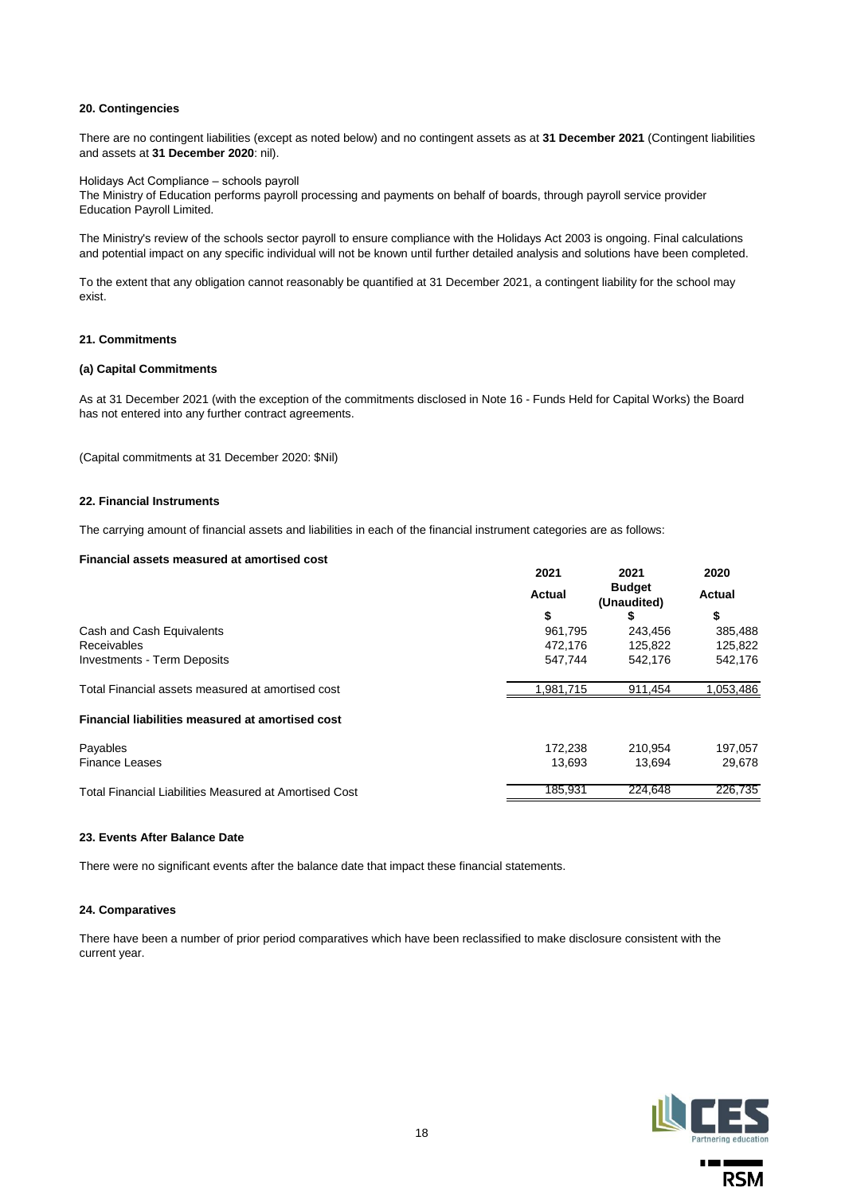## 20. Contingencies

There are no contingent liabilities (except as noted below) and no contingent assets as at **31 December 2021** (Contingent liabilities and assets at **31 December 2020**: nil).

Holidays Act Compliance – schools payroll
The Ministry of Education performs payroll processing and payments on behalf of boards, through payroll service provider Education Payroll Limited.

The Ministry's review of the schools sector payroll to ensure compliance with the Holidays Act 2003 is ongoing. Final calculations and potential impact on any specific individual will not be known until further detailed analysis and solutions have been completed.

To the extent that any obligation cannot reasonably be quantified at 31 December 2021, a contingent liability for the school may exist.

## 21. Commitments

### (a) Capital Commitments

As at 31 December 2021 (with the exception of the commitments disclosed in Note 16 - Funds Held for Capital Works) the Board has not entered into any further contract agreements.

(Capital commitments at 31 December 2020: $Nil)

## 22. Financial Instruments

The carrying amount of financial assets and liabilities in each of the financial instrument categories are as follows:

| **Financial assets measured at amortised cost** | 2021 Actual | 2021 Budget (Unaudited) | 2020 Actual |
|---|---|---|---|
| | $ | $ | $ |
| Cash and Cash Equivalents | 961,795 | 243,456 | 385,488 |
| Receivables | 472,176 | 125,822 | 125,822 |
| Investments - Term Deposits | 547,744 | 542,176 | 542,176 |
| Total Financial assets measured at amortised cost | 1,981,715 | 911,454 | 1,053,486 |
| **Financial liabilities measured at amortised cost** | | | |
| Payables | 172,238 | 210,954 | 197,057 |
| Finance Leases | 13,693 | 13,694 | 29,678 |
| Total Financial Liabilities Measured at Amortised Cost | 185,931 | 224,648 | 226,735 |

## 23. Events After Balance Date

There were no significant events after the balance date that impact these financial statements.

## 24. Comparatives

There have been a number of prior period comparatives which have been reclassified to make disclosure consistent with the current year.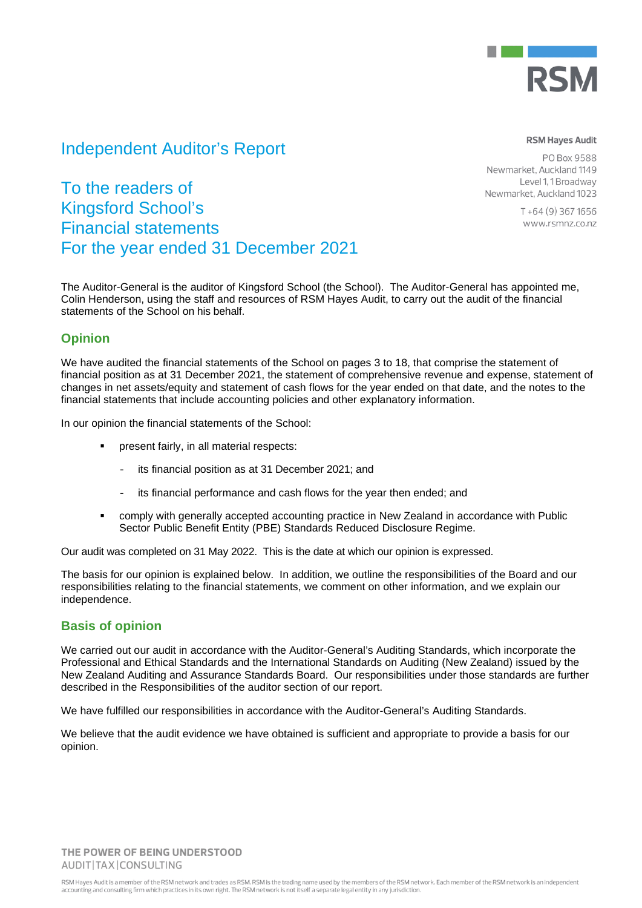RSM Hayes Audit

PO Box 9588
Newmarket, Auckland 1149
Level 1, 1 Broadway
Newmarket, Auckland 1023

T +64 (9) 367 1656
www.rsmnz.co.nz

# Independent Auditor's Report

## To the readers of Kingsford School's Financial statements For the year ended 31 December 2021

The Auditor-General is the auditor of Kingsford School (the School). The Auditor-General has appointed me, Colin Henderson, using the staff and resources of RSM Hayes Audit, to carry out the audit of the financial statements of the School on his behalf.

## Opinion

We have audited the financial statements of the School on pages 3 to 18, that comprise the statement of financial position as at 31 December 2021, the statement of comprehensive revenue and expense, statement of changes in net assets/equity and statement of cash flows for the year ended on that date, and the notes to the financial statements that include accounting policies and other explanatory information.

In our opinion the financial statements of the School:

- present fairly, in all material respects:
  - its financial position as at 31 December 2021; and
  - its financial performance and cash flows for the year then ended; and
- comply with generally accepted accounting practice in New Zealand in accordance with Public Sector Public Benefit Entity (PBE) Standards Reduced Disclosure Regime.

Our audit was completed on 31 May 2022. This is the date at which our opinion is expressed.

The basis for our opinion is explained below. In addition, we outline the responsibilities of the Board and our responsibilities relating to the financial statements, we comment on other information, and we explain our independence.

## Basis of opinion

We carried out our audit in accordance with the Auditor-General's Auditing Standards, which incorporate the Professional and Ethical Standards and the International Standards on Auditing (New Zealand) issued by the New Zealand Auditing and Assurance Standards Board. Our responsibilities under those standards are further described in the Responsibilities of the auditor section of our report.

We have fulfilled our responsibilities in accordance with the Auditor-General's Auditing Standards.

We believe that the audit evidence we have obtained is sufficient and appropriate to provide a basis for our opinion.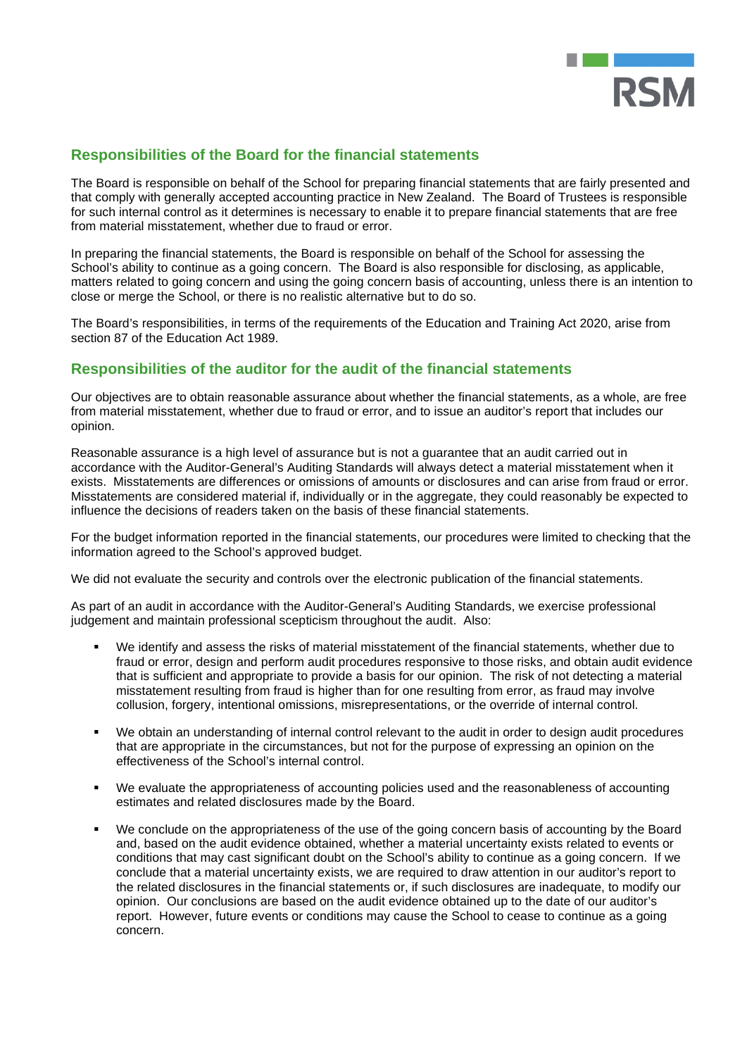## Responsibilities of the Board for the financial statements

The Board is responsible on behalf of the School for preparing financial statements that are fairly presented and that comply with generally accepted accounting practice in New Zealand. The Board of Trustees is responsible for such internal control as it determines is necessary to enable it to prepare financial statements that are free from material misstatement, whether due to fraud or error.

In preparing the financial statements, the Board is responsible on behalf of the School for assessing the School's ability to continue as a going concern. The Board is also responsible for disclosing, as applicable, matters related to going concern and using the going concern basis of accounting, unless there is an intention to close or merge the School, or there is no realistic alternative but to do so.

The Board's responsibilities, in terms of the requirements of the Education and Training Act 2020, arise from section 87 of the Education Act 1989.

## Responsibilities of the auditor for the audit of the financial statements

Our objectives are to obtain reasonable assurance about whether the financial statements, as a whole, are free from material misstatement, whether due to fraud or error, and to issue an auditor's report that includes our opinion.

Reasonable assurance is a high level of assurance but is not a guarantee that an audit carried out in accordance with the Auditor-General's Auditing Standards will always detect a material misstatement when it exists. Misstatements are differences or omissions of amounts or disclosures and can arise from fraud or error. Misstatements are considered material if, individually or in the aggregate, they could reasonably be expected to influence the decisions of readers taken on the basis of these financial statements.

For the budget information reported in the financial statements, our procedures were limited to checking that the information agreed to the School's approved budget.

We did not evaluate the security and controls over the electronic publication of the financial statements.

As part of an audit in accordance with the Auditor-General's Auditing Standards, we exercise professional judgement and maintain professional scepticism throughout the audit. Also:

- We identify and assess the risks of material misstatement of the financial statements, whether due to fraud or error, design and perform audit procedures responsive to those risks, and obtain audit evidence that is sufficient and appropriate to provide a basis for our opinion. The risk of not detecting a material misstatement resulting from fraud is higher than for one resulting from error, as fraud may involve collusion, forgery, intentional omissions, misrepresentations, or the override of internal control.

- We obtain an understanding of internal control relevant to the audit in order to design audit procedures that are appropriate in the circumstances, but not for the purpose of expressing an opinion on the effectiveness of the School's internal control.

- We evaluate the appropriateness of accounting policies used and the reasonableness of accounting estimates and related disclosures made by the Board.

- We conclude on the appropriateness of the use of the going concern basis of accounting by the Board and, based on the audit evidence obtained, whether a material uncertainty exists related to events or conditions that may cast significant doubt on the School's ability to continue as a going concern. If we conclude that a material uncertainty exists, we are required to draw attention in our auditor's report to the related disclosures in the financial statements or, if such disclosures are inadequate, to modify our opinion. Our conclusions are based on the audit evidence obtained up to the date of our auditor's report. However, future events or conditions may cause the School to cease to continue as a going concern.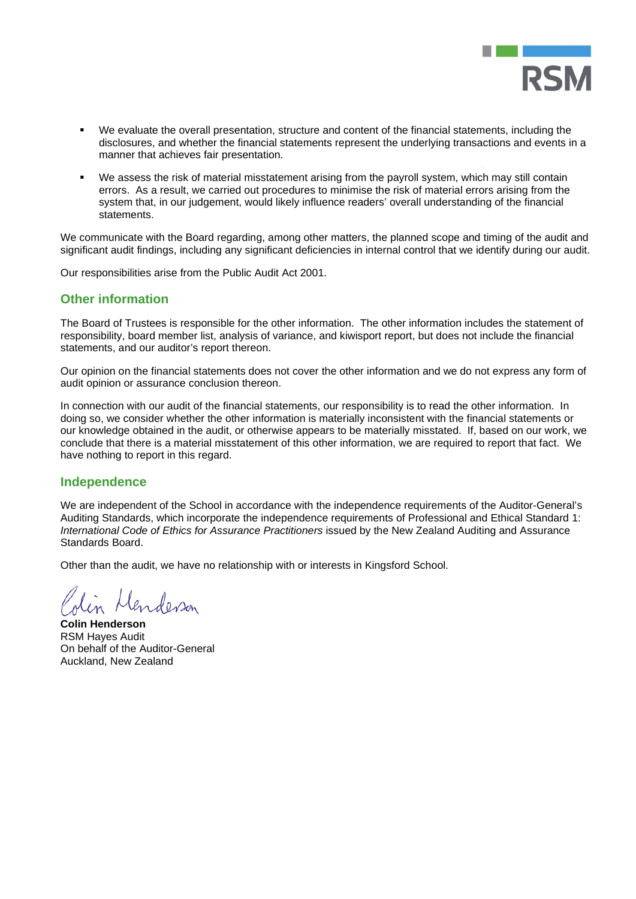- We evaluate the overall presentation, structure and content of the financial statements, including the disclosures, and whether the financial statements represent the underlying transactions and events in a manner that achieves fair presentation.
- We assess the risk of material misstatement arising from the payroll system, which may still contain errors. As a result, we carried out procedures to minimise the risk of material errors arising from the system that, in our judgement, would likely influence readers' overall understanding of the financial statements.

We communicate with the Board regarding, among other matters, the planned scope and timing of the audit and significant audit findings, including any significant deficiencies in internal control that we identify during our audit.

Our responsibilities arise from the Public Audit Act 2001.

## Other information

The Board of Trustees is responsible for the other information. The other information includes the statement of responsibility, board member list, analysis of variance, and kiwisport report, but does not include the financial statements, and our auditor's report thereon.

Our opinion on the financial statements does not cover the other information and we do not express any form of audit opinion or assurance conclusion thereon.

In connection with our audit of the financial statements, our responsibility is to read the other information. In doing so, we consider whether the other information is materially inconsistent with the financial statements or our knowledge obtained in the audit, or otherwise appears to be materially misstated. If, based on our work, we conclude that there is a material misstatement of this other information, we are required to report that fact. We have nothing to report in this regard.

## Independence

We are independent of the School in accordance with the independence requirements of the Auditor-General's Auditing Standards, which incorporate the independence requirements of Professional and Ethical Standard 1: *International Code of Ethics for Assurance Practitioners* issued by the New Zealand Auditing and Assurance Standards Board.

Other than the audit, we have no relationship with or interests in Kingsford School.

Colin Henderson

**Colin Henderson**
RSM Hayes Audit
On behalf of the Auditor-General
Auckland, New Zealand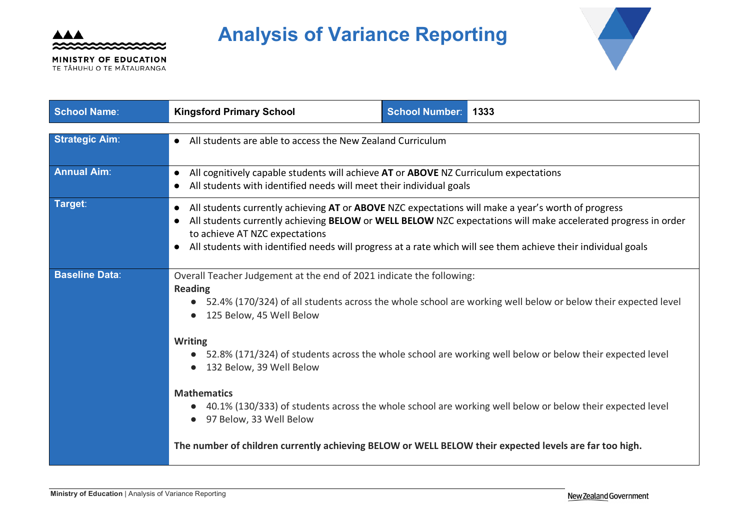# Analysis of Variance Reporting

| School Name: | Kingsford Primary School | School Number: | 1333 |
|---|---|---|---|

| | |
|---|---|
| **Strategic Aim:** | • All students are able to access the New Zealand Curriculum |
| **Annual Aim:** | • All cognitively capable students will achieve **AT** or **ABOVE** NZ Curriculum expectations<br>• All students with identified needs will meet their individual goals |
| **Target:** | • All students currently achieving **AT** or **ABOVE** NZC expectations will make a year's worth of progress<br>• All students currently achieving **BELOW** or **WELL BELOW** NZC expectations will make accelerated progress in order to achieve AT NZC expectations<br>• All students with identified needs will progress at a rate which will see them achieve their individual goals |
| **Baseline Data:** | Overall Teacher Judgement at the end of 2021 indicate the following:<br>**Reading**<br>• 52.4% (170/324) of all students across the whole school are working well below or below their expected level<br>• 125 Below, 45 Well Below<br><br>**Writing**<br>• 52.8% (171/324) of students across the whole school are working well below or below their expected level<br>• 132 Below, 39 Well Below<br><br>**Mathematics**<br>• 40.1% (130/333) of students across the whole school are working well below or below their expected level<br>• 97 Below, 33 Well Below<br><br>**The number of children currently achieving BELOW or WELL BELOW their expected levels are far too high.** |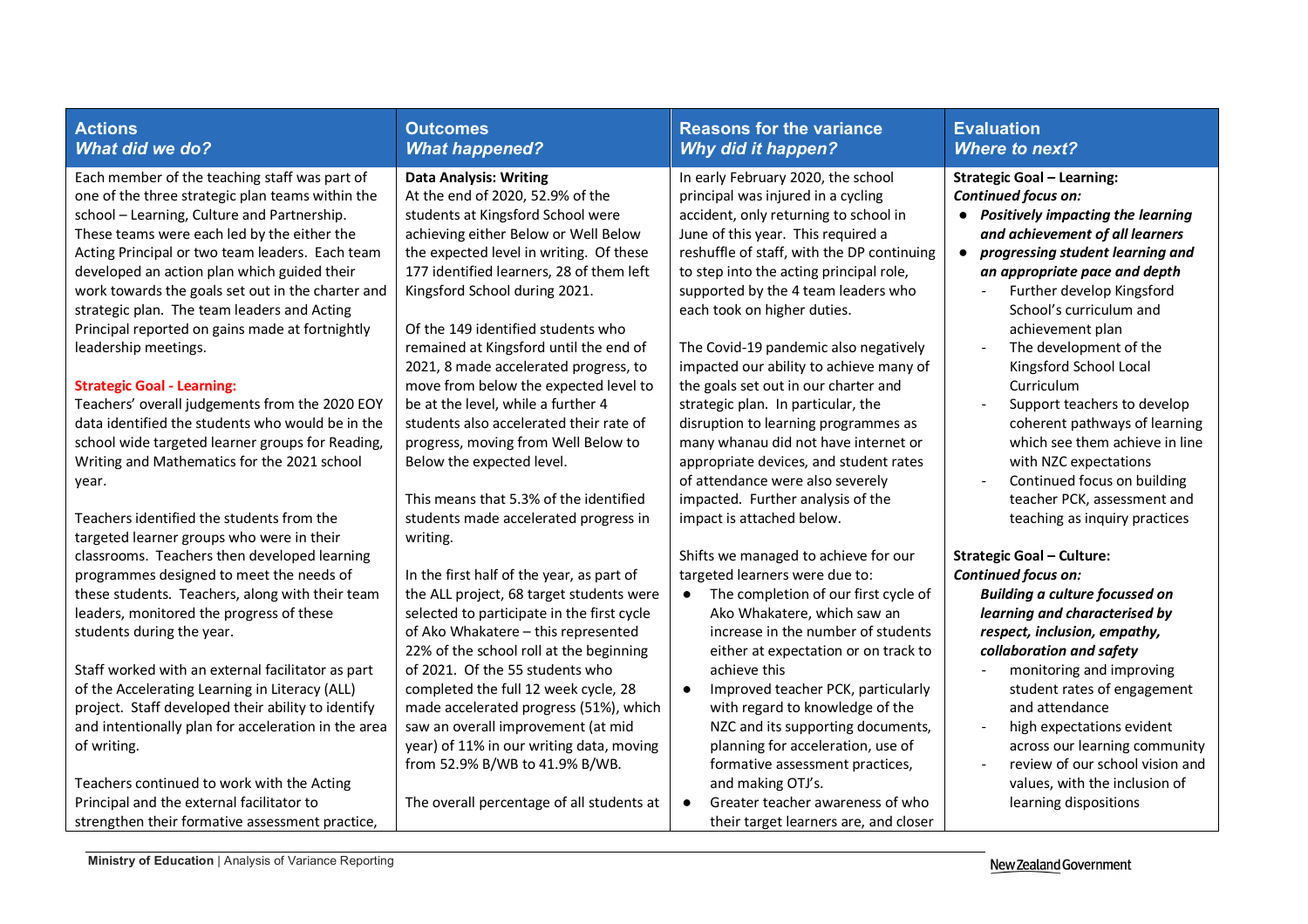| **Actions**<br>***What did we do?*** | **Outcomes**<br>***What happened?*** | **Reasons for the variance**<br>***Why did it happen?*** | **Evaluation**<br>***Where to next?*** |
|---|---|---|---|
| Each member of the teaching staff was part of one of the three strategic plan teams within the school – Learning, Culture and Partnership. These teams were each led by the either the Acting Principal or two team leaders. Each team developed an action plan which guided their work towards the goals set out in the charter and strategic plan. The team leaders and Acting Principal reported on gains made at fortnightly leadership meetings.<br><br>**Strategic Goal - Learning:**<br>Teachers' overall judgements from the 2020 EOY data identified the students who would be in the school wide targeted learner groups for Reading, Writing and Mathematics for the 2021 school year.<br><br>Teachers identified the students from the targeted learner groups who were in their classrooms. Teachers then developed learning programmes designed to meet the needs of these students. Teachers, along with their team leaders, monitored the progress of these students during the year.<br><br>Staff worked with an external facilitator as part of the Accelerating Learning in Literacy (ALL) project. Staff developed their ability to identify and intentionally plan for acceleration in the area of writing.<br><br>Teachers continued to work with the Acting Principal and the external facilitator to strengthen their formative assessment practice, | **Data Analysis: Writing**<br>At the end of 2020, 52.9% of the students at Kingsford School were achieving either Below or Well Below the expected level in writing. Of these 177 identified learners, 28 of them left Kingsford School during 2021.<br><br>Of the 149 identified students who remained at Kingsford until the end of 2021, 8 made accelerated progress, to move from below the expected level to be at the level, while a further 4 students also accelerated their rate of progress, moving from Well Below to Below the expected level.<br><br>This means that 5.3% of the identified students made accelerated progress in writing.<br><br>In the first half of the year, as part of the ALL project, 68 target students were selected to participate in the first cycle of Ako Whakatere – this represented 22% of the school roll at the beginning of 2021. Of the 55 students who completed the full 12 week cycle, 28 made accelerated progress (51%), which saw an overall improvement (at mid year) of 11% in our writing data, moving from 52.9% B/WB to 41.9% B/WB.<br><br>The overall percentage of all students at | In early February 2020, the school principal was injured in a cycling accident, only returning to school in June of this year. This required a reshuffle of staff, with the DP continuing to step into the acting principal role, supported by the 4 team leaders who each took on higher duties.<br><br>The Covid-19 pandemic also negatively impacted our ability to achieve many of the goals set out in our charter and strategic plan. In particular, the disruption to learning programmes as many whanau did not have internet or appropriate devices, and student rates of attendance were also severely impacted. Further analysis of the impact is attached below.<br><br>Shifts we managed to achieve for our targeted learners were due to:<br>• The completion of our first cycle of Ako Whakatere, which saw an increase in the number of students either at expectation or on track to achieve this<br>• Improved teacher PCK, particularly with regard to knowledge of the NZC and its supporting documents, planning for acceleration, use of formative assessment practices, and making OTJ's.<br>• Greater teacher awareness of who their target learners are, and closer | **Strategic Goal – Learning:**<br>***Continued focus on:***<br>• ***Positively impacting the learning and achievement of all learners***<br>• ***progressing student learning and an appropriate pace and depth***<br>- Further develop Kingsford School's curriculum and achievement plan<br>- The development of the Kingsford School Local Curriculum<br>- Support teachers to develop coherent pathways of learning which see them achieve in line with NZC expectations<br>- Continued focus on building teacher PCK, assessment and teaching as inquiry practices<br><br>**Strategic Goal – Culture:**<br>***Continued focus on:***<br>***Building a culture focussed on learning and characterised by respect, inclusion, empathy, collaboration and safety***<br>- monitoring and improving student rates of engagement and attendance<br>- high expectations evident across our learning community<br>- review of our school vision and values, with the inclusion of learning dispositions |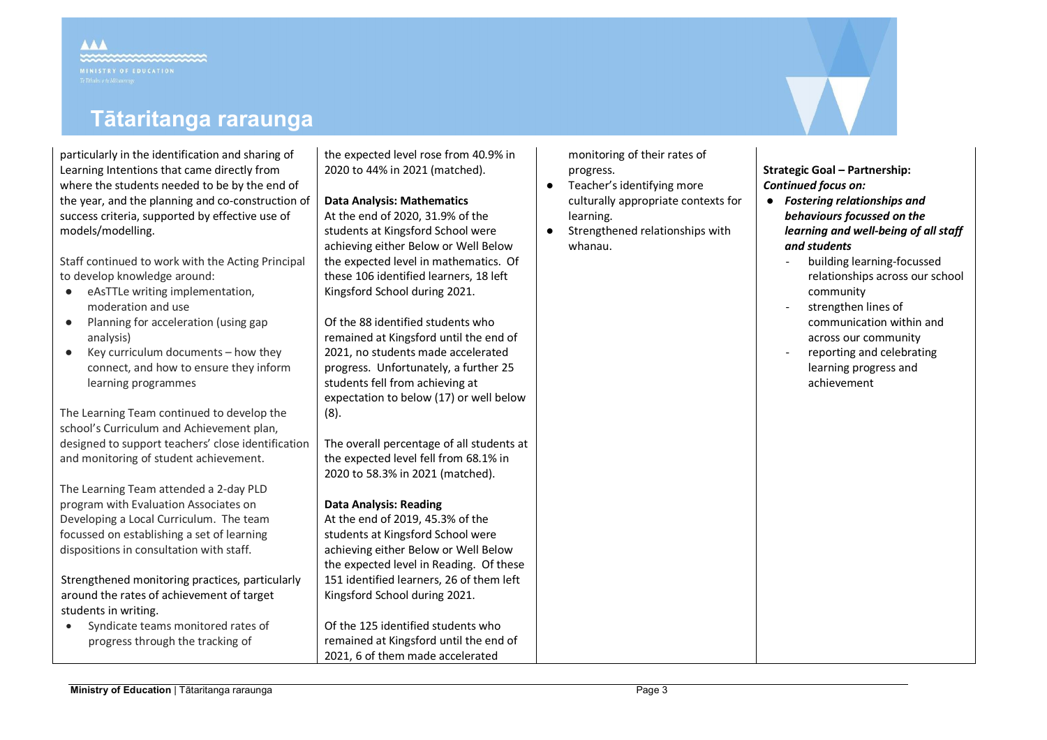# Tātaritanga raraunga

particularly in the identification and sharing of Learning Intentions that came directly from where the students needed to be by the end of the year, and the planning and co-construction of success criteria, supported by effective use of models/modelling.

Staff continued to work with the Acting Principal to develop knowledge around:

- eAsTTLe writing implementation, moderation and use
- Planning for acceleration (using gap analysis)
- Key curriculum documents – how they connect, and how to ensure they inform learning programmes

The Learning Team continued to develop the school's Curriculum and Achievement plan, designed to support teachers' close identification and monitoring of student achievement.

The Learning Team attended a 2-day PLD program with Evaluation Associates on Developing a Local Curriculum. The team focussed on establishing a set of learning dispositions in consultation with staff.

Strengthened monitoring practices, particularly around the rates of achievement of target students in writing.

- Syndicate teams monitored rates of progress through the tracking of

the expected level rose from 40.9% in 2020 to 44% in 2021 (matched).

**Data Analysis: Mathematics**
At the end of 2020, 31.9% of the students at Kingsford School were achieving either Below or Well Below the expected level in mathematics. Of these 106 identified learners, 18 left Kingsford School during 2021.

Of the 88 identified students who remained at Kingsford until the end of 2021, no students made accelerated progress. Unfortunately, a further 25 students fell from achieving at expectation to below (17) or well below (8).

The overall percentage of all students at the expected level fell from 68.1% in 2020 to 58.3% in 2021 (matched).

**Data Analysis: Reading**
At the end of 2019, 45.3% of the students at Kingsford School were achieving either Below or Well Below the expected level in Reading. Of these 151 identified learners, 26 of them left Kingsford School during 2021.

Of the 125 identified students who remained at Kingsford until the end of 2021, 6 of them made accelerated

monitoring of their rates of progress.

- Teacher's identifying more culturally appropriate contexts for learning.
- Strengthened relationships with whanau.

**Strategic Goal – Partnership:**
***Continued focus on:***

- ***Fostering relationships and behaviours focussed on the learning and well-being of all staff and students***
  - building learning-focussed relationships across our school community
  - strengthen lines of communication within and across our community
  - reporting and celebrating learning progress and achievement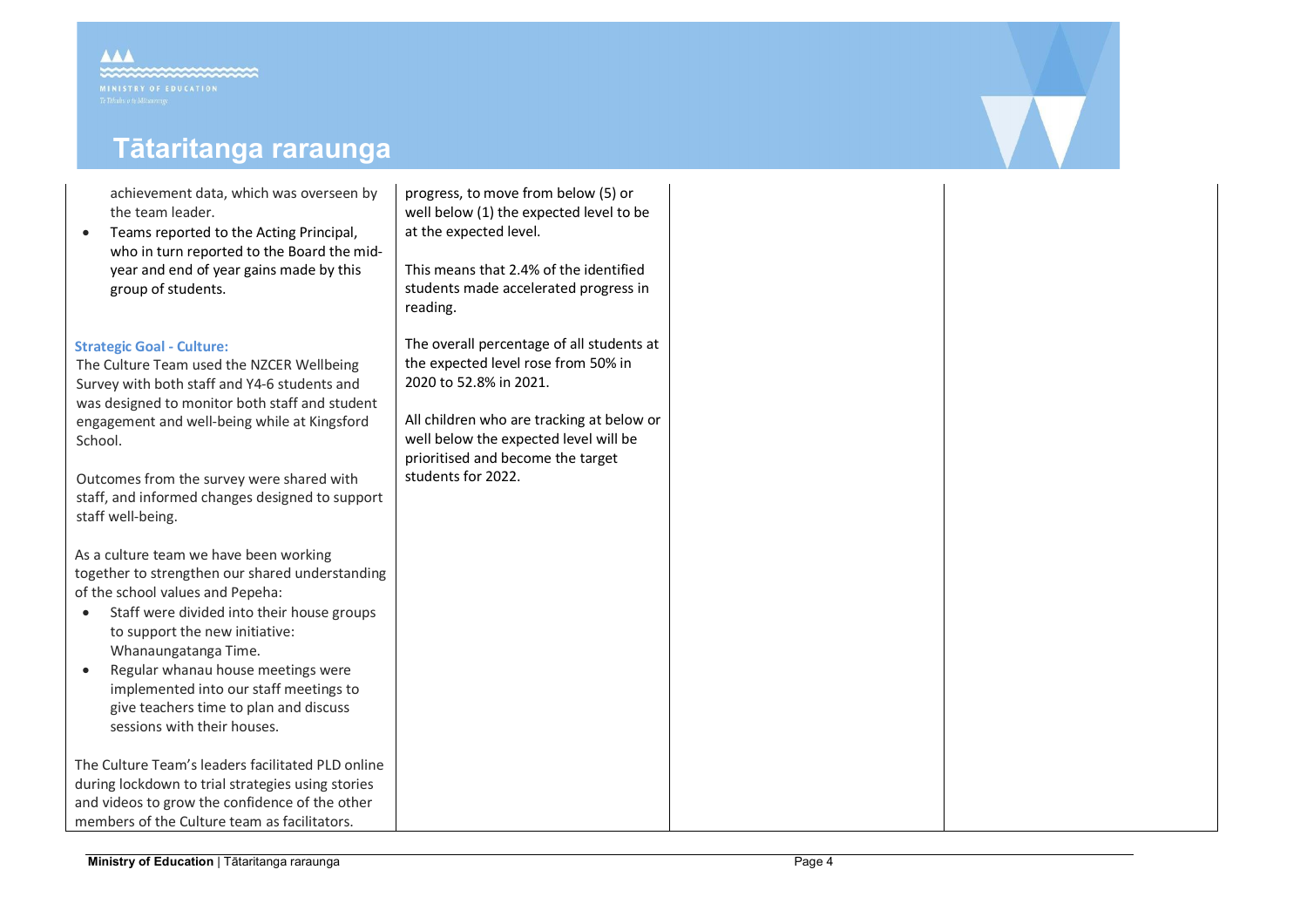| | | | |
|---|---|---|---|
| achievement data, which was overseen by the team leader.<br>• Teams reported to the Acting Principal, who in turn reported to the Board the mid-year and end of year gains made by this group of students.<br><br>**Strategic Goal - Culture:**<br>The Culture Team used the NZCER Wellbeing Survey with both staff and Y4-6 students and was designed to monitor both staff and student engagement and well-being while at Kingsford School.<br><br>Outcomes from the survey were shared with staff, and informed changes designed to support staff well-being.<br><br>As a culture team we have been working together to strengthen our shared understanding of the school values and Pepeha:<br>• Staff were divided into their house groups to support the new initiative: Whanaungatanga Time.<br>• Regular whanau house meetings were implemented into our staff meetings to give teachers time to plan and discuss sessions with their houses.<br><br>The Culture Team's leaders facilitated PLD online during lockdown to trial strategies using stories and videos to grow the confidence of the other members of the Culture team as facilitators. | progress, to move from below (5) or well below (1) the expected level to be at the expected level.<br><br>This means that 2.4% of the identified students made accelerated progress in reading.<br><br>The overall percentage of all students at the expected level rose from 50% in 2020 to 52.8% in 2021.<br><br>All children who are tracking at below or well below the expected level will be prioritised and become the target students for 2022. | | |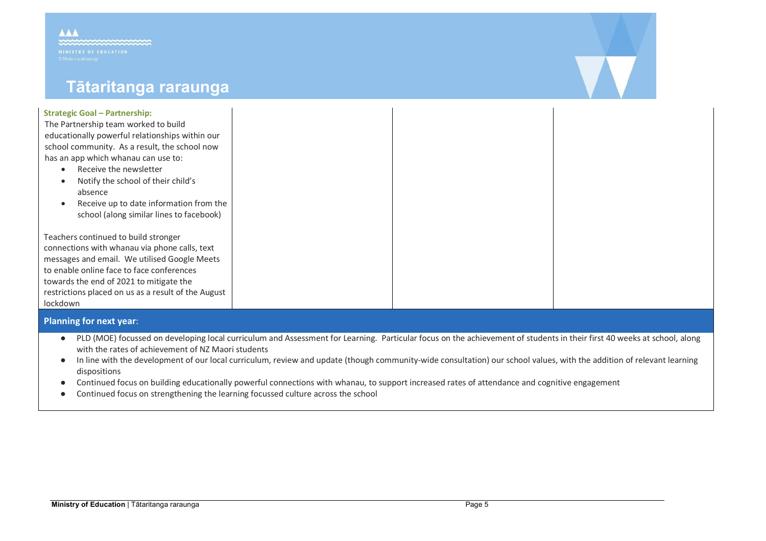# Tātaritanga raraunga

| **Strategic Goal – Partnership:**<br>The Partnership team worked to build educationally powerful relationships within our school community. As a result, the school now has an app which whanau can use to:<br>• Receive the newsletter<br>• Notify the school of their child's absence<br>• Receive up to date information from the school (along similar lines to facebook)<br><br>Teachers continued to build stronger connections with whanau via phone calls, text messages and email. We utilised Google Meets to enable online face to face conferences towards the end of 2021 to mitigate the restrictions placed on us as a result of the August lockdown | | | |
|---|---|---|---|

**Planning for next year**:

- PLD (MOE) focussed on developing local curriculum and Assessment for Learning. Particular focus on the achievement of students in their first 40 weeks at school, along with the rates of achievement of NZ Maori students
- In line with the development of our local curriculum, review and update (though community-wide consultation) our school values, with the addition of relevant learning dispositions
- Continued focus on building educationally powerful connections with whanau, to support increased rates of attendance and cognitive engagement
- Continued focus on strengthening the learning focussed culture across the school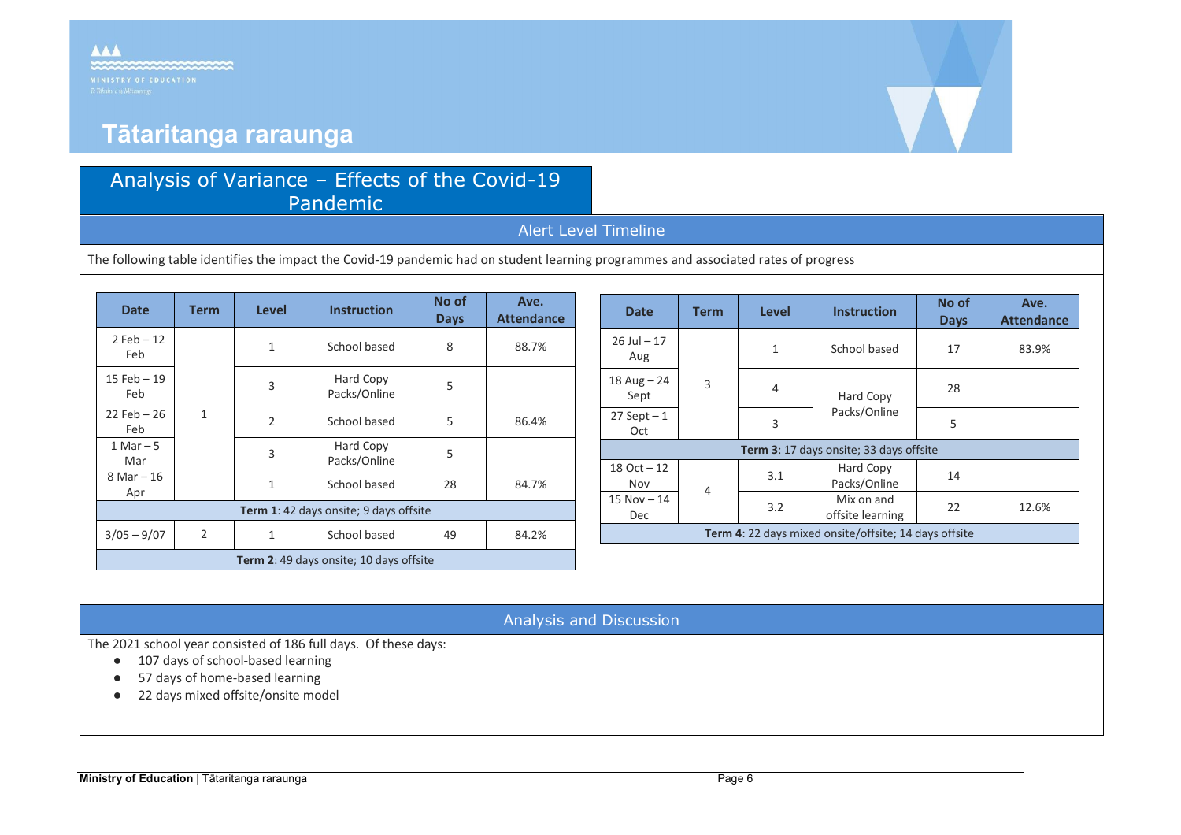# Tātaritanga raraunga

## Analysis of Variance – Effects of the Covid-19 Pandemic

### Alert Level Timeline

The following table identifies the impact the Covid-19 pandemic had on student learning programmes and associated rates of progress

| Date | Term | Level | Instruction | No of Days | Ave. Attendance |
|---|---|---|---|---|---|
| 2 Feb – 12 Feb | 1 | 1 | School based | 8 | 88.7% |
| 15 Feb – 19 Feb | | 3 | Hard Copy Packs/Online | 5 | |
| 22 Feb – 26 Feb | | 2 | School based | 5 | 86.4% |
| 1 Mar – 5 Mar | | 3 | Hard Copy Packs/Online | 5 | |
| 8 Mar – 16 Apr | | 1 | School based | 28 | 84.7% |
| **Term 1**: 42 days onsite; 9 days offsite | | | | | |
| 3/05 – 9/07 | 2 | 1 | School based | 49 | 84.2% |
| **Term 2**: 49 days onsite; 10 days offsite | | | | | |

| Date | Term | Level | Instruction | No of Days | Ave. Attendance |
|---|---|---|---|---|---|
| 26 Jul – 17 Aug | 3 | 1 | School based | 17 | 83.9% |
| 18 Aug – 24 Sept | | 4 | Hard Copy Packs/Online | 28 | |
| 27 Sept – 1 Oct | | 3 | Hard Copy Packs/Online | 5 | |
| **Term 3**: 17 days onsite; 33 days offsite | | | | | |
| 18 Oct – 12 Nov | 4 | 3.1 | Hard Copy Packs/Online | 14 | |
| 15 Nov – 14 Dec | | 3.2 | Mix on and offsite learning | 22 | 12.6% |
| **Term 4**: 22 days mixed onsite/offsite; 14 days offsite | | | | | |

### Analysis and Discussion

The 2021 school year consisted of 186 full days. Of these days:

- 107 days of school-based learning
- 57 days of home-based learning
- 22 days mixed offsite/onsite model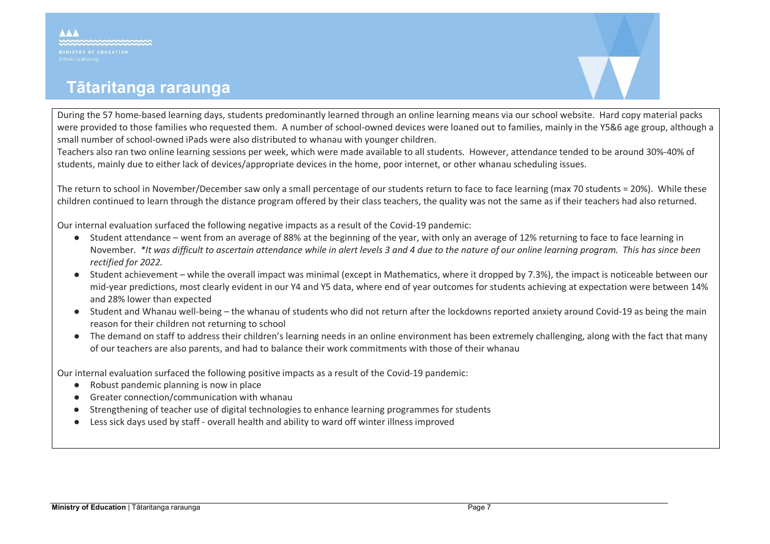# Tātaritanga raraunga

During the 57 home-based learning days, students predominantly learned through an online learning means via our school website. Hard copy material packs were provided to those families who requested them. A number of school-owned devices were loaned out to families, mainly in the Y5&6 age group, although a small number of school-owned iPads were also distributed to whanau with younger children.
Teachers also ran two online learning sessions per week, which were made available to all students. However, attendance tended to be around 30%-40% of students, mainly due to either lack of devices/appropriate devices in the home, poor internet, or other whanau scheduling issues.

The return to school in November/December saw only a small percentage of our students return to face to face learning (max 70 students = 20%). While these children continued to learn through the distance program offered by their class teachers, the quality was not the same as if their teachers had also returned.

Our internal evaluation surfaced the following negative impacts as a result of the Covid-19 pandemic:

- Student attendance – went from an average of 88% at the beginning of the year, with only an average of 12% returning to face to face learning in November. *\*It was difficult to ascertain attendance while in alert levels 3 and 4 due to the nature of our online learning program. This has since been rectified for 2022.*
- Student achievement – while the overall impact was minimal (except in Mathematics, where it dropped by 7.3%), the impact is noticeable between our mid-year predictions, most clearly evident in our Y4 and Y5 data, where end of year outcomes for students achieving at expectation were between 14% and 28% lower than expected
- Student and Whanau well-being – the whanau of students who did not return after the lockdowns reported anxiety around Covid-19 as being the main reason for their children not returning to school
- The demand on staff to address their children's learning needs in an online environment has been extremely challenging, along with the fact that many of our teachers are also parents, and had to balance their work commitments with those of their whanau

Our internal evaluation surfaced the following positive impacts as a result of the Covid-19 pandemic:

- Robust pandemic planning is now in place
- Greater connection/communication with whanau
- Strengthening of teacher use of digital technologies to enhance learning programmes for students
- Less sick days used by staff - overall health and ability to ward off winter illness improved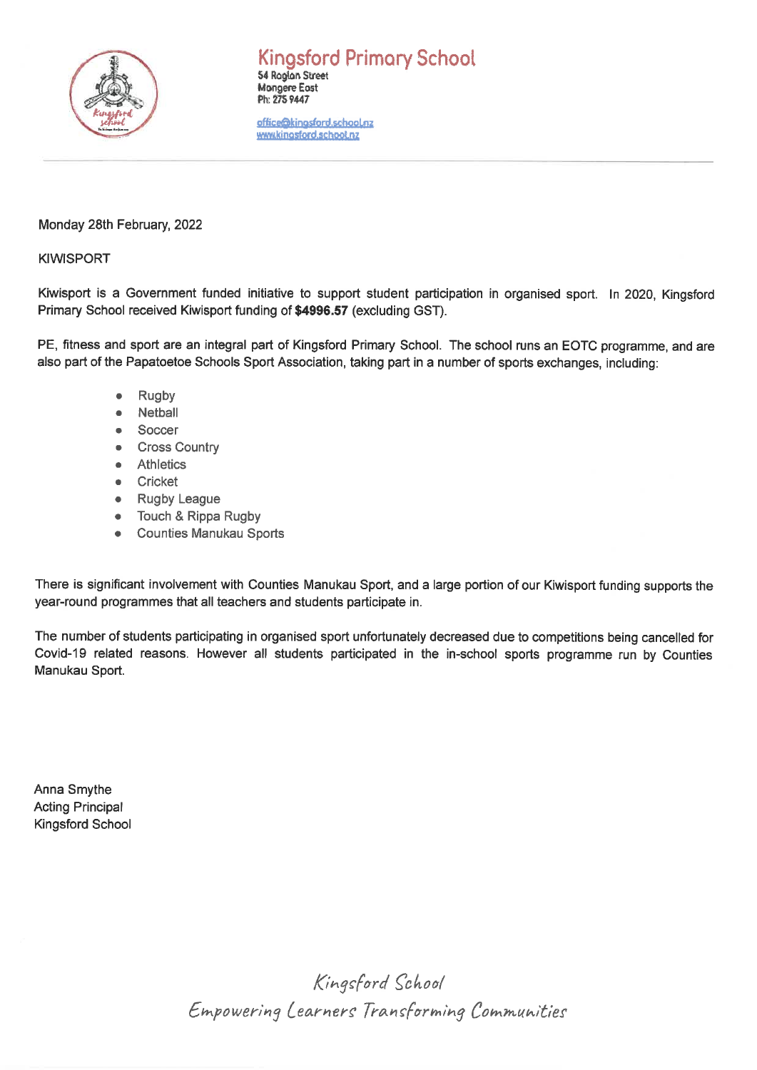# Kingsford Primary School

54 Raglan Street
Mangere East
Ph: 275 9447

office@kingsford.school.nz
www.kingsford.school.nz

Monday 28th February, 2022

KIWISPORT

Kiwisport is a Government funded initiative to support student participation in organised sport. In 2020, Kingsford Primary School received Kiwisport funding of **$4996.57** (excluding GST).

PE, fitness and sport are an integral part of Kingsford Primary School. The school runs an EOTC programme, and are also part of the Papatoetoe Schools Sport Association, taking part in a number of sports exchanges, including:

- Rugby
- Netball
- Soccer
- Cross Country
- Athletics
- Cricket
- Rugby League
- Touch & Rippa Rugby
- Counties Manukau Sports

There is significant involvement with Counties Manukau Sport, and a large portion of our Kiwisport funding supports the year-round programmes that all teachers and students participate in.

The number of students participating in organised sport unfortunately decreased due to competitions being cancelled for Covid-19 related reasons. However all students participated in the in-school sports programme run by Counties Manukau Sport.

Anna Smythe
Acting Principal
Kingsford School

Kingsford School
Empowering Learners Transforming Communities